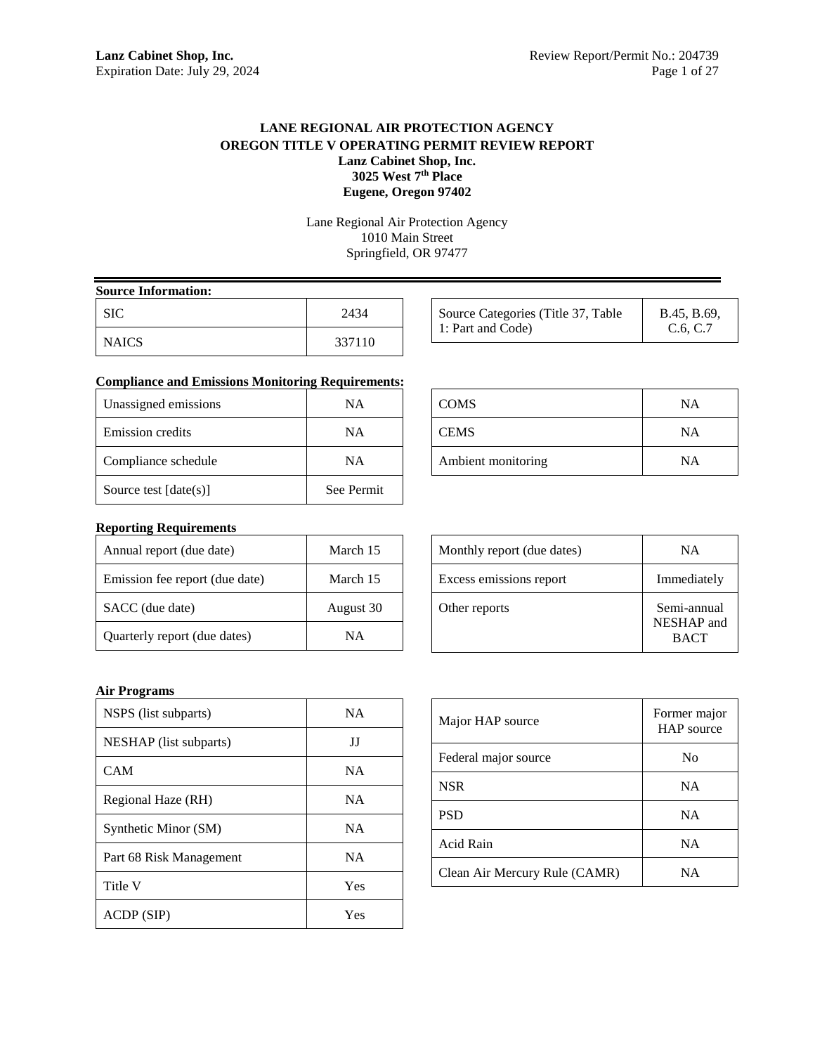# LANE REGIONAL AIR PROTECTION AGENCY
## OREGON TITLE V OPERATING PERMIT REVIEW REPORT
**Lanz Cabinet Shop, Inc.**
**3025 West 7th Place**
**Eugene, Oregon 97402**

Lane Regional Air Protection Agency
1010 Main Street
Springfield, OR 97477

**Source Information:**

| | |
|---|---|
| SIC | 2434 |
| NAICS | 337110 |

| | |
|---|---|
| Source Categories (Title 37, Table 1: Part and Code) | B.45, B.69, C.6, C.7 |

**Compliance and Emissions Monitoring Requirements:**

| | |
|---|---|
| Unassigned emissions | NA |
| Emission credits | NA |
| Compliance schedule | NA |
| Source test [date(s)] | See Permit |

| | |
|---|---|
| COMS | NA |
| CEMS | NA |
| Ambient monitoring | NA |

**Reporting Requirements**

| | |
|---|---|
| Annual report (due date) | March 15 |
| Emission fee report (due date) | March 15 |
| SACC (due date) | August 30 |
| Quarterly report (due dates) | NA |

| | |
|---|---|
| Monthly report (due dates) | NA |
| Excess emissions report | Immediately |
| Other reports | Semi-annual NESHAP and BACT |

**Air Programs**

| | |
|---|---|
| NSPS (list subparts) | NA |
| NESHAP (list subparts) | JJ |
| CAM | NA |
| Regional Haze (RH) | NA |
| Synthetic Minor (SM) | NA |
| Part 68 Risk Management | NA |
| Title V | Yes |
| ACDP (SIP) | Yes |

| | |
|---|---|
| Major HAP source | Former major HAP source |
| Federal major source | No |
| NSR | NA |
| PSD | NA |
| Acid Rain | NA |
| Clean Air Mercury Rule (CAMR) | NA |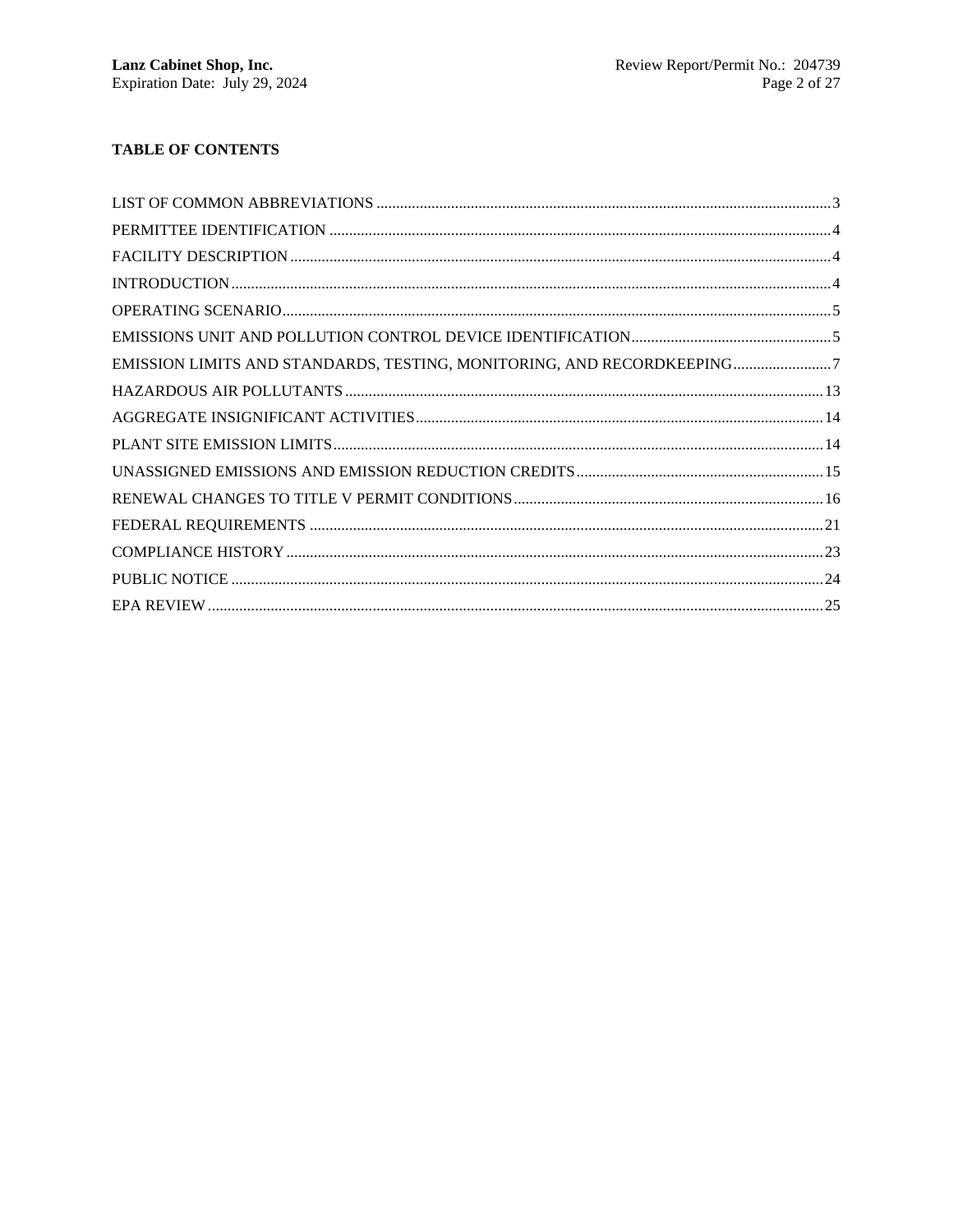**TABLE OF CONTENTS**

LIST OF COMMON ABBREVIATIONS ..... 3

PERMITTEE IDENTIFICATION ..... 4

FACILITY DESCRIPTION ..... 4

INTRODUCTION ..... 4

OPERATING SCENARIO ..... 5

EMISSIONS UNIT AND POLLUTION CONTROL DEVICE IDENTIFICATION ..... 5

EMISSION LIMITS AND STANDARDS, TESTING, MONITORING, AND RECORDKEEPING ..... 7

HAZARDOUS AIR POLLUTANTS ..... 13

AGGREGATE INSIGNIFICANT ACTIVITIES ..... 14

PLANT SITE EMISSION LIMITS ..... 14

UNASSIGNED EMISSIONS AND EMISSION REDUCTION CREDITS ..... 15

RENEWAL CHANGES TO TITLE V PERMIT CONDITIONS ..... 16

FEDERAL REQUIREMENTS ..... 21

COMPLIANCE HISTORY ..... 23

PUBLIC NOTICE ..... 24

EPA REVIEW ..... 25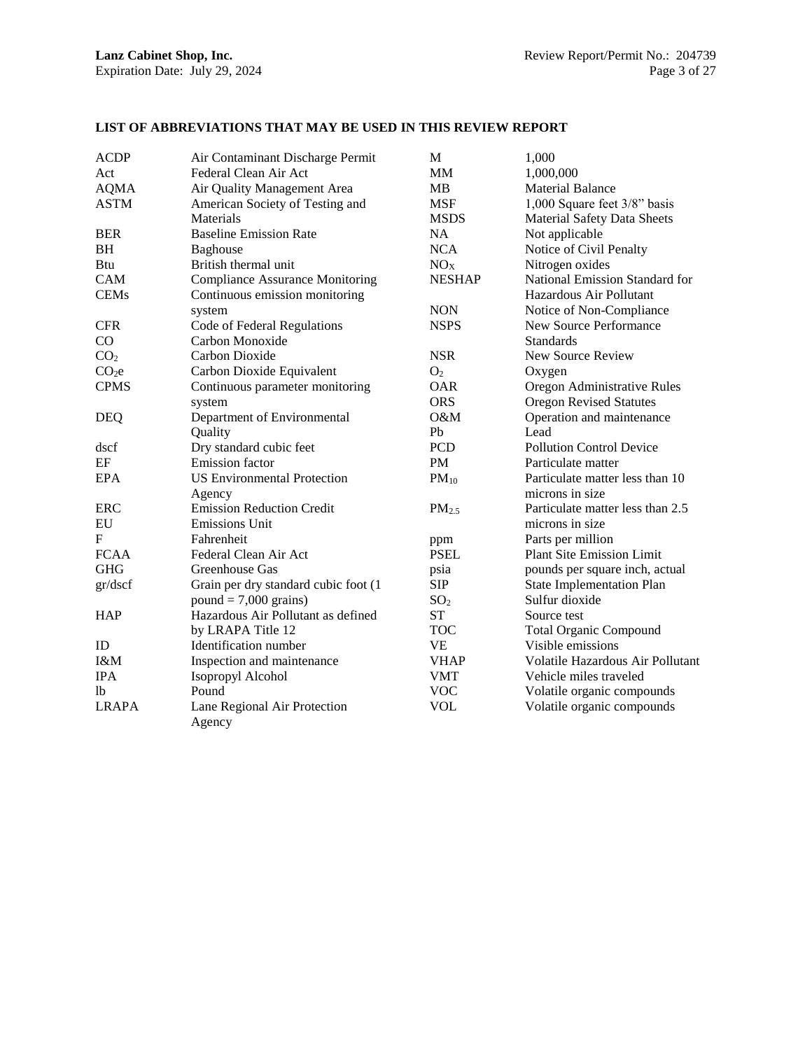## LIST OF ABBREVIATIONS THAT MAY BE USED IN THIS REVIEW REPORT

| | | | |
|---|---|---|---|
| ACDP | Air Contaminant Discharge Permit | M | 1,000 |
| Act | Federal Clean Air Act | MM | 1,000,000 |
| AQMA | Air Quality Management Area | MB | Material Balance |
| ASTM | American Society of Testing and Materials | MSF | 1,000 Square feet 3/8" basis |
| | | MSDS | Material Safety Data Sheets |
| BER | Baseline Emission Rate | NA | Not applicable |
| BH | Baghouse | NCA | Notice of Civil Penalty |
| Btu | British thermal unit | $NO_X$ | Nitrogen oxides |
| CAM | Compliance Assurance Monitoring | NESHAP | National Emission Standard for Hazardous Air Pollutant |
| CEMs | Continuous emission monitoring system | NON | Notice of Non-Compliance |
| CFR | Code of Federal Regulations | NSPS | New Source Performance Standards |
| CO | Carbon Monoxide | | |
| $CO_2$ | Carbon Dioxide | NSR | New Source Review |
| $CO_2e$ | Carbon Dioxide Equivalent | $O_2$ | Oxygen |
| CPMS | Continuous parameter monitoring system | OAR | Oregon Administrative Rules |
| | | ORS | Oregon Revised Statutes |
| DEQ | Department of Environmental Quality | O&M | Operation and maintenance |
| | | Pb | Lead |
| dscf | Dry standard cubic feet | PCD | Pollution Control Device |
| EF | Emission factor | PM | Particulate matter |
| EPA | US Environmental Protection Agency | $PM_{10}$ | Particulate matter less than 10 microns in size |
| ERC | Emission Reduction Credit | $PM_{2.5}$ | Particulate matter less than 2.5 microns in size |
| EU | Emissions Unit | | |
| F | Fahrenheit | ppm | Parts per million |
| FCAA | Federal Clean Air Act | PSEL | Plant Site Emission Limit |
| GHG | Greenhouse Gas | psia | pounds per square inch, actual |
| gr/dscf | Grain per dry standard cubic foot (1 pound = 7,000 grains) | SIP | State Implementation Plan |
| | | $SO_2$ | Sulfur dioxide |
| HAP | Hazardous Air Pollutant as defined by LRAPA Title 12 | ST | Source test |
| | | TOC | Total Organic Compound |
| ID | Identification number | VE | Visible emissions |
| I&M | Inspection and maintenance | VHAP | Volatile Hazardous Air Pollutant |
| IPA | Isopropyl Alcohol | VMT | Vehicle miles traveled |
| lb | Pound | VOC | Volatile organic compounds |
| LRAPA | Lane Regional Air Protection Agency | VOL | Volatile organic compounds |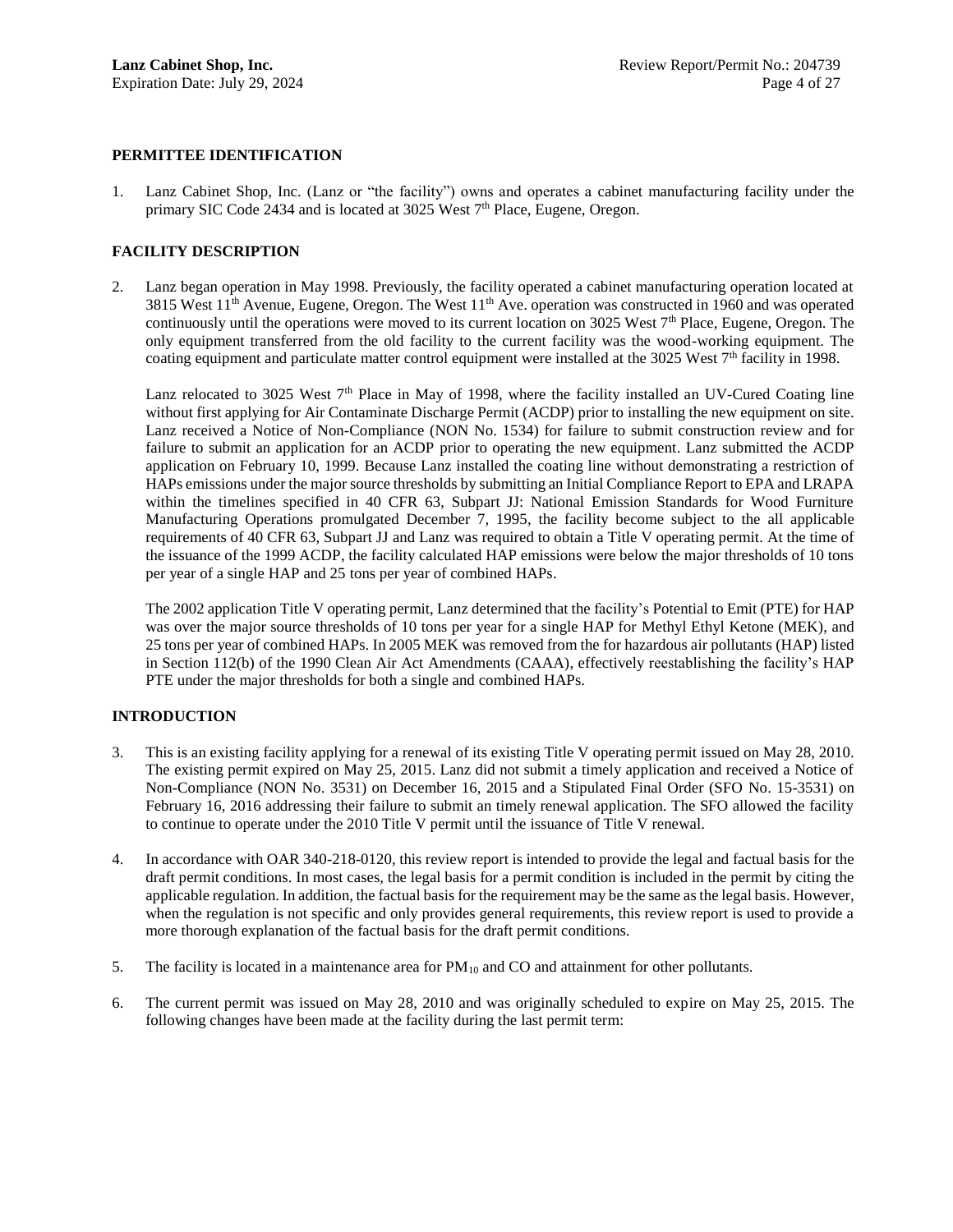## PERMITTEE IDENTIFICATION

1. Lanz Cabinet Shop, Inc. (Lanz or "the facility") owns and operates a cabinet manufacturing facility under the primary SIC Code 2434 and is located at 3025 West 7th Place, Eugene, Oregon.

## FACILITY DESCRIPTION

2. Lanz began operation in May 1998. Previously, the facility operated a cabinet manufacturing operation located at 3815 West 11th Avenue, Eugene, Oregon. The West 11th Ave. operation was constructed in 1960 and was operated continuously until the operations were moved to its current location on 3025 West 7th Place, Eugene, Oregon. The only equipment transferred from the old facility to the current facility was the wood-working equipment. The coating equipment and particulate matter control equipment were installed at the 3025 West 7th facility in 1998.

   Lanz relocated to 3025 West 7th Place in May of 1998, where the facility installed an UV-Cured Coating line without first applying for Air Contaminate Discharge Permit (ACDP) prior to installing the new equipment on site. Lanz received a Notice of Non-Compliance (NON No. 1534) for failure to submit construction review and for failure to submit an application for an ACDP prior to operating the new equipment. Lanz submitted the ACDP application on February 10, 1999. Because Lanz installed the coating line without demonstrating a restriction of HAPs emissions under the major source thresholds by submitting an Initial Compliance Report to EPA and LRAPA within the timelines specified in 40 CFR 63, Subpart JJ: National Emission Standards for Wood Furniture Manufacturing Operations promulgated December 7, 1995, the facility become subject to the all applicable requirements of 40 CFR 63, Subpart JJ and Lanz was required to obtain a Title V operating permit. At the time of the issuance of the 1999 ACDP, the facility calculated HAP emissions were below the major thresholds of 10 tons per year of a single HAP and 25 tons per year of combined HAPs.

   The 2002 application Title V operating permit, Lanz determined that the facility's Potential to Emit (PTE) for HAP was over the major source thresholds of 10 tons per year for a single HAP for Methyl Ethyl Ketone (MEK), and 25 tons per year of combined HAPs. In 2005 MEK was removed from the for hazardous air pollutants (HAP) listed in Section 112(b) of the 1990 Clean Air Act Amendments (CAAA), effectively reestablishing the facility's HAP PTE under the major thresholds for both a single and combined HAPs.

## INTRODUCTION

3. This is an existing facility applying for a renewal of its existing Title V operating permit issued on May 28, 2010. The existing permit expired on May 25, 2015. Lanz did not submit a timely application and received a Notice of Non-Compliance (NON No. 3531) on December 16, 2015 and a Stipulated Final Order (SFO No. 15-3531) on February 16, 2016 addressing their failure to submit an timely renewal application. The SFO allowed the facility to continue to operate under the 2010 Title V permit until the issuance of Title V renewal.

4. In accordance with OAR 340-218-0120, this review report is intended to provide the legal and factual basis for the draft permit conditions. In most cases, the legal basis for a permit condition is included in the permit by citing the applicable regulation. In addition, the factual basis for the requirement may be the same as the legal basis. However, when the regulation is not specific and only provides general requirements, this review report is used to provide a more thorough explanation of the factual basis for the draft permit conditions.

5. The facility is located in a maintenance area for $PM_{10}$ and CO and attainment for other pollutants.

6. The current permit was issued on May 28, 2010 and was originally scheduled to expire on May 25, 2015. The following changes have been made at the facility during the last permit term: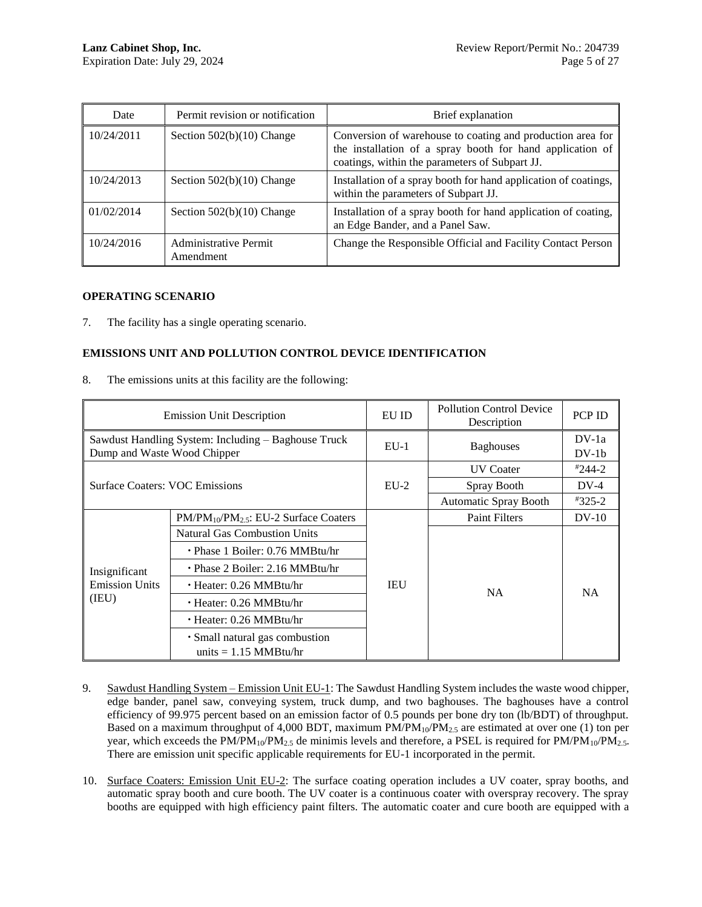| Date | Permit revision or notification | Brief explanation |
|---|---|---|
| 10/24/2011 | Section 502(b)(10) Change | Conversion of warehouse to coating and production area for the installation of a spray booth for hand application of coatings, within the parameters of Subpart JJ. |
| 10/24/2013 | Section 502(b)(10) Change | Installation of a spray booth for hand application of coatings, within the parameters of Subpart JJ. |
| 01/02/2014 | Section 502(b)(10) Change | Installation of a spray booth for hand application of coating, an Edge Bander, and a Panel Saw. |
| 10/24/2016 | Administrative Permit Amendment | Change the Responsible Official and Facility Contact Person |

**OPERATING SCENARIO**

7. The facility has a single operating scenario.

**EMISSIONS UNIT AND POLLUTION CONTROL DEVICE IDENTIFICATION**

8. The emissions units at this facility are the following:

| Emission Unit Description | | EU ID | Pollution Control Device Description | PCP ID |
|---|---|---|---|---|
| Sawdust Handling System: Including – Baghouse Truck Dump and Waste Wood Chipper | | EU-1 | Baghouses | DV-1a DV-1b |
| Surface Coaters: VOC Emissions | | EU-2 | UV Coater | #244-2 |
| | | | Spray Booth | DV-4 |
| | | | Automatic Spray Booth | #325-2 |
| Insignificant Emission Units (IEU) | $PM/PM_{10}/PM_{2.5}$: EU-2 Surface Coaters | IEU | Paint Filters | DV-10 |
| | Natural Gas Combustion Units | | NA | NA |
| | • Phase 1 Boiler: 0.76 MMBtu/hr | | | |
| | • Phase 2 Boiler: 2.16 MMBtu/hr | | | |
| | • Heater: 0.26 MMBtu/hr | | | |
| | • Heater: 0.26 MMBtu/hr | | | |
| | • Heater: 0.26 MMBtu/hr | | | |
| | • Small natural gas combustion units = 1.15 MMBtu/hr | | | |

9. Sawdust Handling System – Emission Unit EU-1: The Sawdust Handling System includes the waste wood chipper, edge bander, panel saw, conveying system, truck dump, and two baghouses. The baghouses have a control efficiency of 99.975 percent based on an emission factor of 0.5 pounds per bone dry ton (lb/BDT) of throughput. Based on a maximum throughput of 4,000 BDT, maximum $PM/PM_{10}/PM_{2.5}$ are estimated at over one (1) ton per year, which exceeds the $PM/PM_{10}/PM_{2.5}$ de minimis levels and therefore, a PSEL is required for $PM/PM_{10}/PM_{2.5}$. There are emission unit specific applicable requirements for EU-1 incorporated in the permit.

10. Surface Coaters: Emission Unit EU-2: The surface coating operation includes a UV coater, spray booths, and automatic spray booth and cure booth. The UV coater is a continuous coater with overspray recovery. The spray booths are equipped with high efficiency paint filters. The automatic coater and cure booth are equipped with a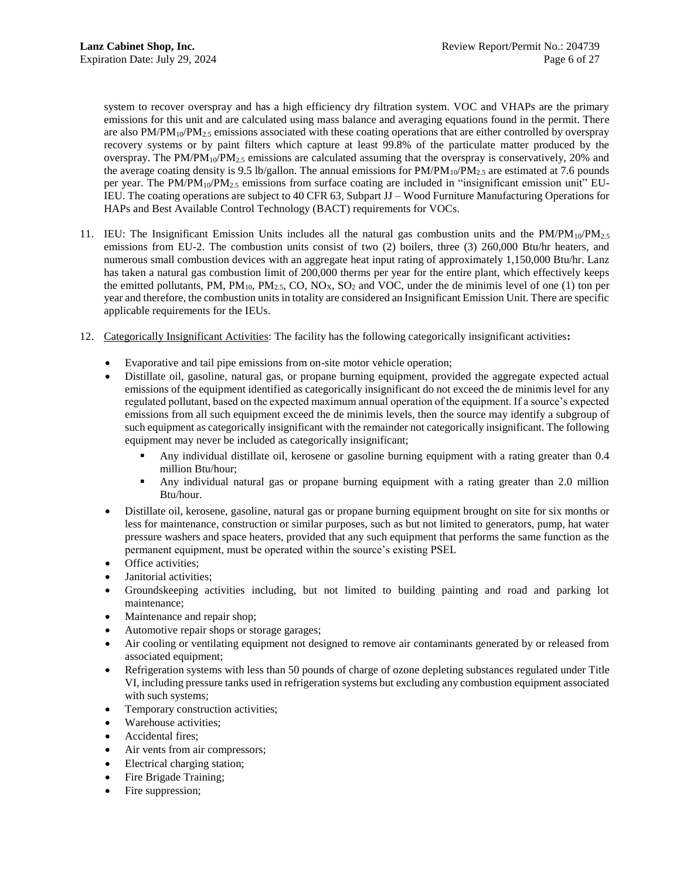system to recover overspray and has a high efficiency dry filtration system. VOC and VHAPs are the primary emissions for this unit and are calculated using mass balance and averaging equations found in the permit. There are also $PM/PM_{10}/PM_{2.5}$ emissions associated with these coating operations that are either controlled by overspray recovery systems or by paint filters which capture at least 99.8% of the particulate matter produced by the overspray. The $PM/PM_{10}/PM_{2.5}$ emissions are calculated assuming that the overspray is conservatively, 20% and the average coating density is 9.5 lb/gallon. The annual emissions for $PM/PM_{10}/PM_{2.5}$ are estimated at 7.6 pounds per year. The $PM/PM_{10}/PM_{2.5}$ emissions from surface coating are included in "insignificant emission unit" EU-IEU. The coating operations are subject to 40 CFR 63, Subpart JJ – Wood Furniture Manufacturing Operations for HAPs and Best Available Control Technology (BACT) requirements for VOCs.

11. IEU: The Insignificant Emission Units includes all the natural gas combustion units and the $PM/PM_{10}/PM_{2.5}$ emissions from EU-2. The combustion units consist of two (2) boilers, three (3) 260,000 Btu/hr heaters, and numerous small combustion devices with an aggregate heat input rating of approximately 1,150,000 Btu/hr. Lanz has taken a natural gas combustion limit of 200,000 therms per year for the entire plant, which effectively keeps the emitted pollutants, PM, $PM_{10}$, $PM_{2.5}$, CO, $NO_X$, $SO_2$ and VOC, under the de minimis level of one (1) ton per year and therefore, the combustion units in totality are considered an Insignificant Emission Unit. There are specific applicable requirements for the IEUs.

12. Categorically Insignificant Activities: The facility has the following categorically insignificant activities**:**

    - Evaporative and tail pipe emissions from on-site motor vehicle operation;
    - Distillate oil, gasoline, natural gas, or propane burning equipment, provided the aggregate expected actual emissions of the equipment identified as categorically insignificant do not exceed the de minimis level for any regulated pollutant, based on the expected maximum annual operation of the equipment. If a source's expected emissions from all such equipment exceed the de minimis levels, then the source may identify a subgroup of such equipment as categorically insignificant with the remainder not categorically insignificant. The following equipment may never be included as categorically insignificant;
        - Any individual distillate oil, kerosene or gasoline burning equipment with a rating greater than 0.4 million Btu/hour;
        - Any individual natural gas or propane burning equipment with a rating greater than 2.0 million Btu/hour.
    - Distillate oil, kerosene, gasoline, natural gas or propane burning equipment brought on site for six months or less for maintenance, construction or similar purposes, such as but not limited to generators, pump, hat water pressure washers and space heaters, provided that any such equipment that performs the same function as the permanent equipment, must be operated within the source's existing PSEL
    - Office activities;
    - Janitorial activities;
    - Groundskeeping activities including, but not limited to building painting and road and parking lot maintenance;
    - Maintenance and repair shop;
    - Automotive repair shops or storage garages;
    - Air cooling or ventilating equipment not designed to remove air contaminants generated by or released from associated equipment;
    - Refrigeration systems with less than 50 pounds of charge of ozone depleting substances regulated under Title VI, including pressure tanks used in refrigeration systems but excluding any combustion equipment associated with such systems;
    - Temporary construction activities;
    - Warehouse activities;
    - Accidental fires;
    - Air vents from air compressors;
    - Electrical charging station;
    - Fire Brigade Training;
    - Fire suppression;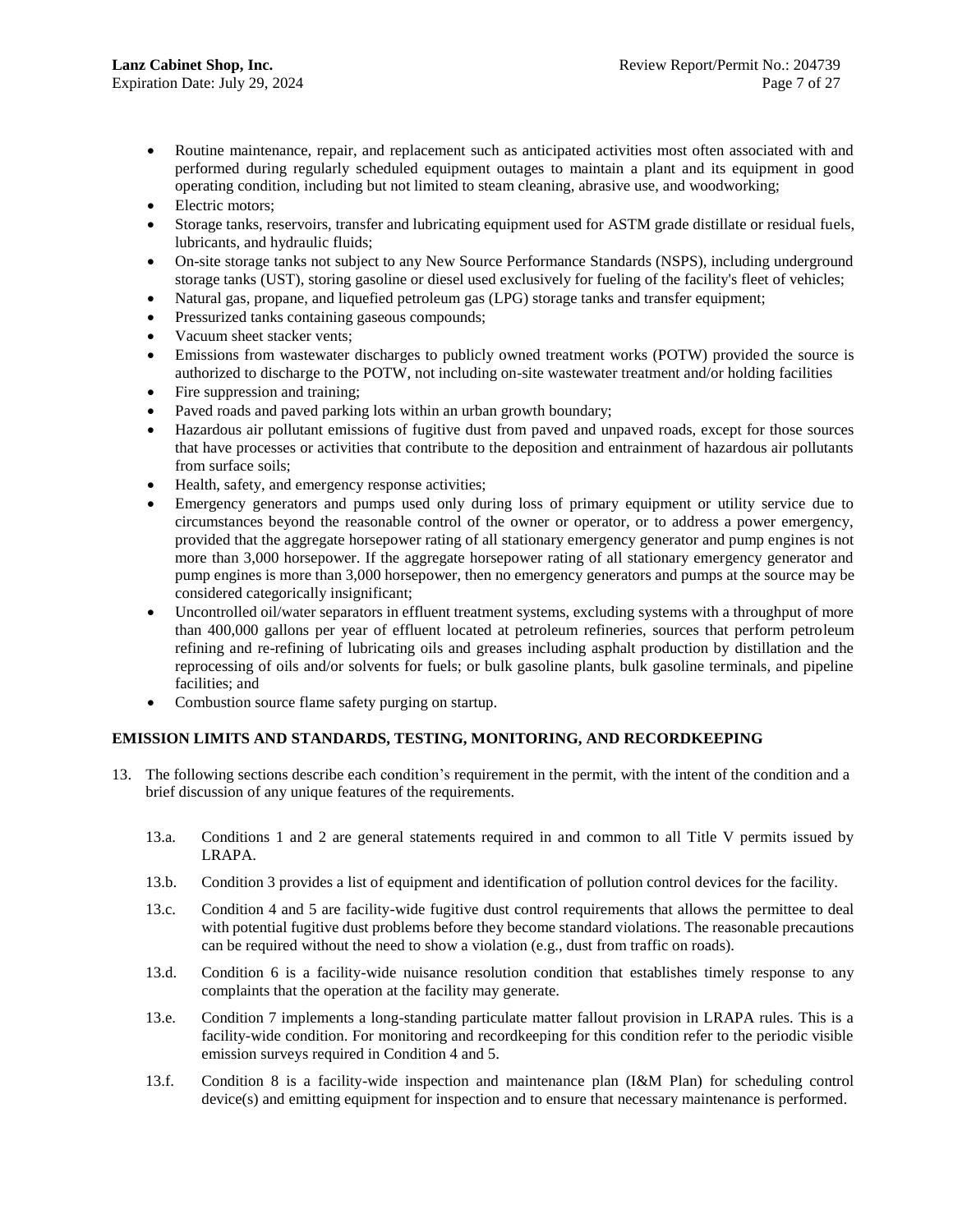- Routine maintenance, repair, and replacement such as anticipated activities most often associated with and performed during regularly scheduled equipment outages to maintain a plant and its equipment in good operating condition, including but not limited to steam cleaning, abrasive use, and woodworking;
- Electric motors;
- Storage tanks, reservoirs, transfer and lubricating equipment used for ASTM grade distillate or residual fuels, lubricants, and hydraulic fluids;
- On-site storage tanks not subject to any New Source Performance Standards (NSPS), including underground storage tanks (UST), storing gasoline or diesel used exclusively for fueling of the facility's fleet of vehicles;
- Natural gas, propane, and liquefied petroleum gas (LPG) storage tanks and transfer equipment;
- Pressurized tanks containing gaseous compounds;
- Vacuum sheet stacker vents;
- Emissions from wastewater discharges to publicly owned treatment works (POTW) provided the source is authorized to discharge to the POTW, not including on-site wastewater treatment and/or holding facilities
- Fire suppression and training;
- Paved roads and paved parking lots within an urban growth boundary;
- Hazardous air pollutant emissions of fugitive dust from paved and unpaved roads, except for those sources that have processes or activities that contribute to the deposition and entrainment of hazardous air pollutants from surface soils;
- Health, safety, and emergency response activities;
- Emergency generators and pumps used only during loss of primary equipment or utility service due to circumstances beyond the reasonable control of the owner or operator, or to address a power emergency, provided that the aggregate horsepower rating of all stationary emergency generator and pump engines is not more than 3,000 horsepower. If the aggregate horsepower rating of all stationary emergency generator and pump engines is more than 3,000 horsepower, then no emergency generators and pumps at the source may be considered categorically insignificant;
- Uncontrolled oil/water separators in effluent treatment systems, excluding systems with a throughput of more than 400,000 gallons per year of effluent located at petroleum refineries, sources that perform petroleum refining and re-refining of lubricating oils and greases including asphalt production by distillation and the reprocessing of oils and/or solvents for fuels; or bulk gasoline plants, bulk gasoline terminals, and pipeline facilities; and
- Combustion source flame safety purging on startup.

## EMISSION LIMITS AND STANDARDS, TESTING, MONITORING, AND RECORDKEEPING

13. The following sections describe each condition's requirement in the permit, with the intent of the condition and a brief discussion of any unique features of the requirements.

    13.a. Conditions 1 and 2 are general statements required in and common to all Title V permits issued by LRAPA.

    13.b. Condition 3 provides a list of equipment and identification of pollution control devices for the facility.

    13.c. Condition 4 and 5 are facility-wide fugitive dust control requirements that allows the permittee to deal with potential fugitive dust problems before they become standard violations. The reasonable precautions can be required without the need to show a violation (e.g., dust from traffic on roads).

    13.d. Condition 6 is a facility-wide nuisance resolution condition that establishes timely response to any complaints that the operation at the facility may generate.

    13.e. Condition 7 implements a long-standing particulate matter fallout provision in LRAPA rules. This is a facility-wide condition. For monitoring and recordkeeping for this condition refer to the periodic visible emission surveys required in Condition 4 and 5.

    13.f. Condition 8 is a facility-wide inspection and maintenance plan (I&M Plan) for scheduling control device(s) and emitting equipment for inspection and to ensure that necessary maintenance is performed.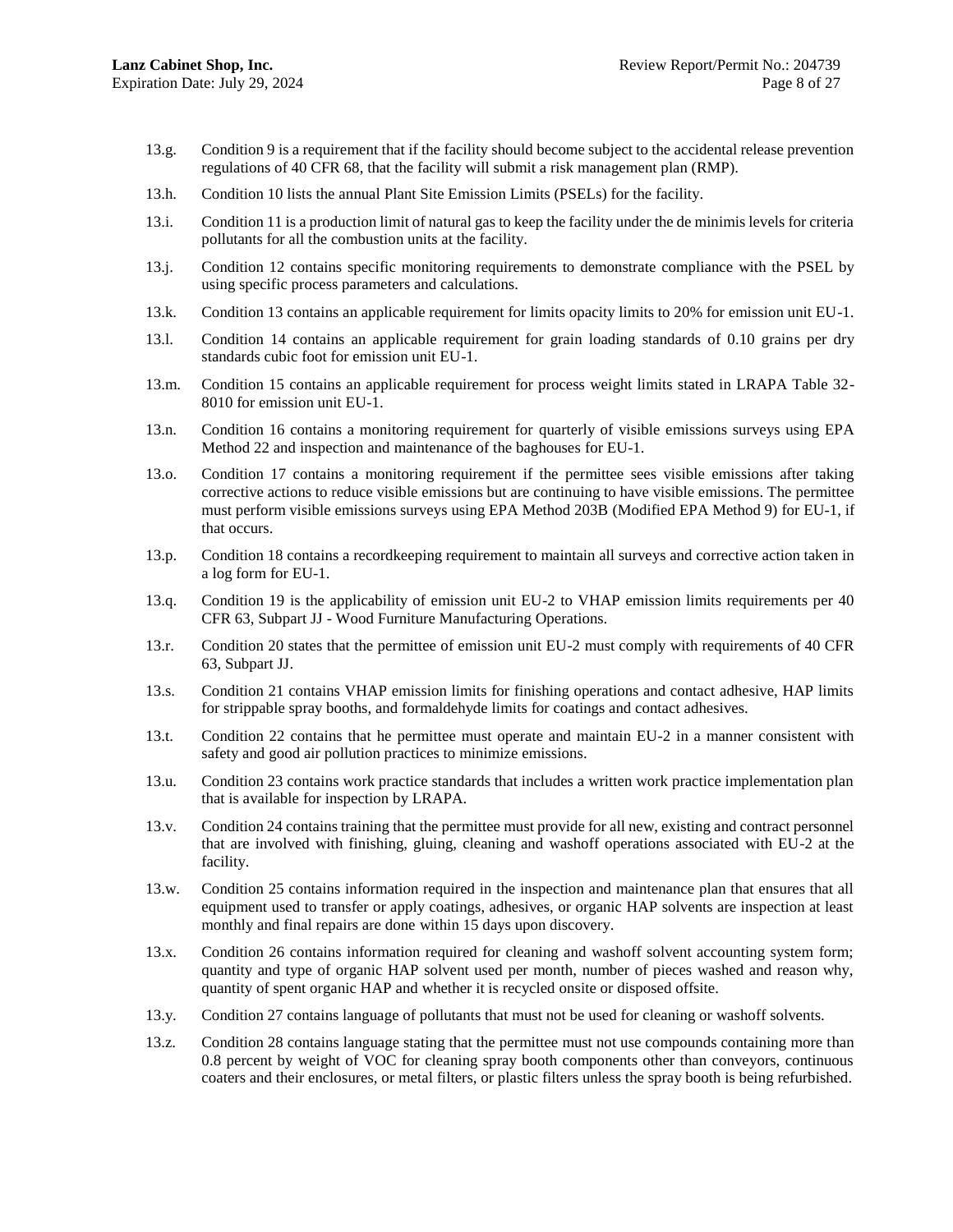13.g. Condition 9 is a requirement that if the facility should become subject to the accidental release prevention regulations of 40 CFR 68, that the facility will submit a risk management plan (RMP).

13.h. Condition 10 lists the annual Plant Site Emission Limits (PSELs) for the facility.

13.i. Condition 11 is a production limit of natural gas to keep the facility under the de minimis levels for criteria pollutants for all the combustion units at the facility.

13.j. Condition 12 contains specific monitoring requirements to demonstrate compliance with the PSEL by using specific process parameters and calculations.

13.k. Condition 13 contains an applicable requirement for limits opacity limits to 20% for emission unit EU-1.

13.l. Condition 14 contains an applicable requirement for grain loading standards of 0.10 grains per dry standards cubic foot for emission unit EU-1.

13.m. Condition 15 contains an applicable requirement for process weight limits stated in LRAPA Table 32-8010 for emission unit EU-1.

13.n. Condition 16 contains a monitoring requirement for quarterly of visible emissions surveys using EPA Method 22 and inspection and maintenance of the baghouses for EU-1.

13.o. Condition 17 contains a monitoring requirement if the permittee sees visible emissions after taking corrective actions to reduce visible emissions but are continuing to have visible emissions. The permittee must perform visible emissions surveys using EPA Method 203B (Modified EPA Method 9) for EU-1, if that occurs.

13.p. Condition 18 contains a recordkeeping requirement to maintain all surveys and corrective action taken in a log form for EU-1.

13.q. Condition 19 is the applicability of emission unit EU-2 to VHAP emission limits requirements per 40 CFR 63, Subpart JJ - Wood Furniture Manufacturing Operations.

13.r. Condition 20 states that the permittee of emission unit EU-2 must comply with requirements of 40 CFR 63, Subpart JJ.

13.s. Condition 21 contains VHAP emission limits for finishing operations and contact adhesive, HAP limits for strippable spray booths, and formaldehyde limits for coatings and contact adhesives.

13.t. Condition 22 contains that he permittee must operate and maintain EU-2 in a manner consistent with safety and good air pollution practices to minimize emissions.

13.u. Condition 23 contains work practice standards that includes a written work practice implementation plan that is available for inspection by LRAPA.

13.v. Condition 24 contains training that the permittee must provide for all new, existing and contract personnel that are involved with finishing, gluing, cleaning and washoff operations associated with EU-2 at the facility.

13.w. Condition 25 contains information required in the inspection and maintenance plan that ensures that all equipment used to transfer or apply coatings, adhesives, or organic HAP solvents are inspection at least monthly and final repairs are done within 15 days upon discovery.

13.x. Condition 26 contains information required for cleaning and washoff solvent accounting system form; quantity and type of organic HAP solvent used per month, number of pieces washed and reason why, quantity of spent organic HAP and whether it is recycled onsite or disposed offsite.

13.y. Condition 27 contains language of pollutants that must not be used for cleaning or washoff solvents.

13.z. Condition 28 contains language stating that the permittee must not use compounds containing more than 0.8 percent by weight of VOC for cleaning spray booth components other than conveyors, continuous coaters and their enclosures, or metal filters, or plastic filters unless the spray booth is being refurbished.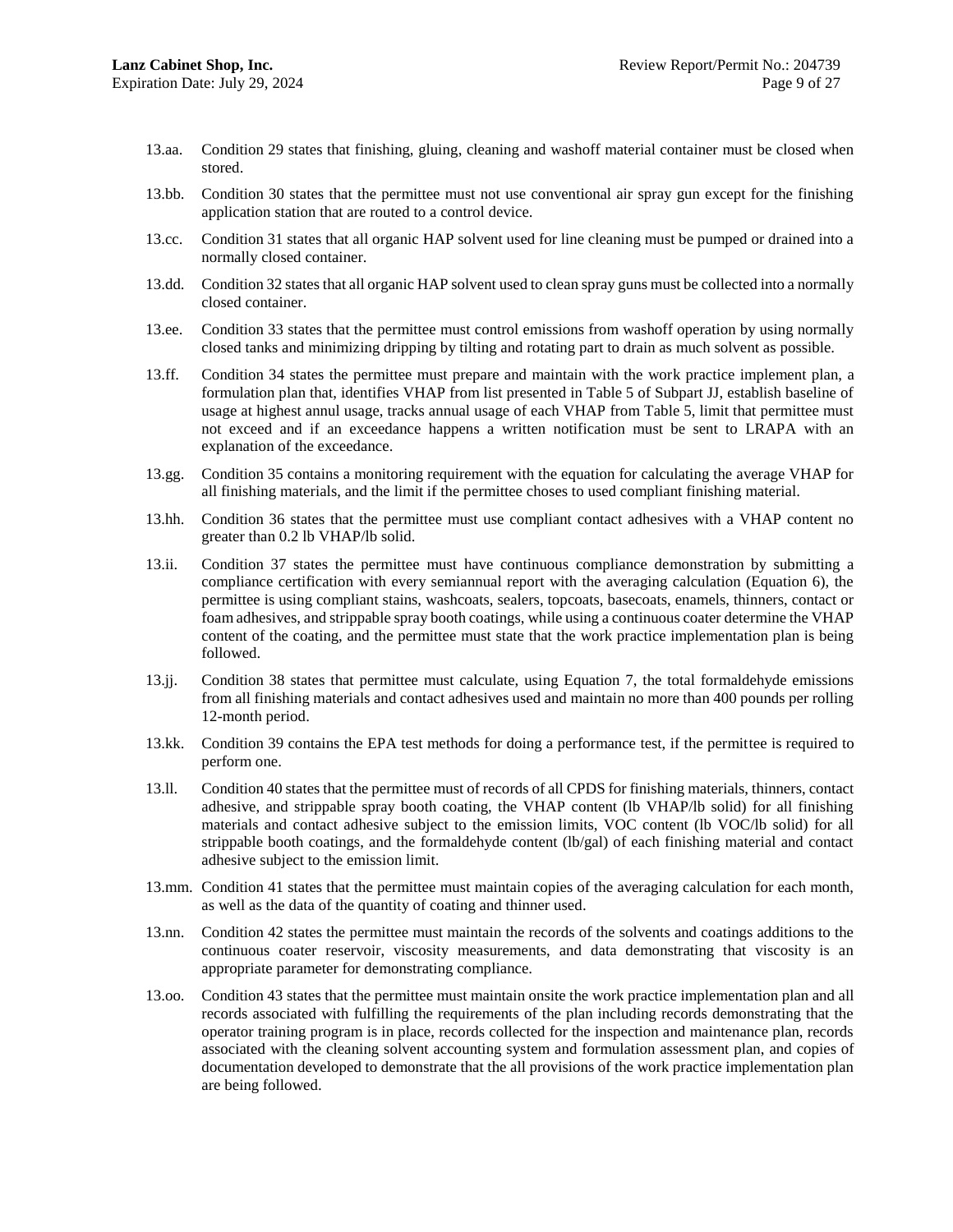13.aa. Condition 29 states that finishing, gluing, cleaning and washoff material container must be closed when stored.

13.bb. Condition 30 states that the permittee must not use conventional air spray gun except for the finishing application station that are routed to a control device.

13.cc. Condition 31 states that all organic HAP solvent used for line cleaning must be pumped or drained into a normally closed container.

13.dd. Condition 32 states that all organic HAP solvent used to clean spray guns must be collected into a normally closed container.

13.ee. Condition 33 states that the permittee must control emissions from washoff operation by using normally closed tanks and minimizing dripping by tilting and rotating part to drain as much solvent as possible.

13.ff. Condition 34 states the permittee must prepare and maintain with the work practice implement plan, a formulation plan that, identifies VHAP from list presented in Table 5 of Subpart JJ, establish baseline of usage at highest annul usage, tracks annual usage of each VHAP from Table 5, limit that permittee must not exceed and if an exceedance happens a written notification must be sent to LRAPA with an explanation of the exceedance.

13.gg. Condition 35 contains a monitoring requirement with the equation for calculating the average VHAP for all finishing materials, and the limit if the permittee choses to used compliant finishing material.

13.hh. Condition 36 states that the permittee must use compliant contact adhesives with a VHAP content no greater than 0.2 lb VHAP/lb solid.

13.ii. Condition 37 states the permittee must have continuous compliance demonstration by submitting a compliance certification with every semiannual report with the averaging calculation (Equation 6), the permittee is using compliant stains, washcoats, sealers, topcoats, basecoats, enamels, thinners, contact or foam adhesives, and strippable spray booth coatings, while using a continuous coater determine the VHAP content of the coating, and the permittee must state that the work practice implementation plan is being followed.

13.jj. Condition 38 states that permittee must calculate, using Equation 7, the total formaldehyde emissions from all finishing materials and contact adhesives used and maintain no more than 400 pounds per rolling 12-month period.

13.kk. Condition 39 contains the EPA test methods for doing a performance test, if the permittee is required to perform one.

13.ll. Condition 40 states that the permittee must of records of all CPDS for finishing materials, thinners, contact adhesive, and strippable spray booth coating, the VHAP content (lb VHAP/lb solid) for all finishing materials and contact adhesive subject to the emission limits, VOC content (lb VOC/lb solid) for all strippable booth coatings, and the formaldehyde content (lb/gal) of each finishing material and contact adhesive subject to the emission limit.

13.mm. Condition 41 states that the permittee must maintain copies of the averaging calculation for each month, as well as the data of the quantity of coating and thinner used.

13.nn. Condition 42 states the permittee must maintain the records of the solvents and coatings additions to the continuous coater reservoir, viscosity measurements, and data demonstrating that viscosity is an appropriate parameter for demonstrating compliance.

13.oo. Condition 43 states that the permittee must maintain onsite the work practice implementation plan and all records associated with fulfilling the requirements of the plan including records demonstrating that the operator training program is in place, records collected for the inspection and maintenance plan, records associated with the cleaning solvent accounting system and formulation assessment plan, and copies of documentation developed to demonstrate that the all provisions of the work practice implementation plan are being followed.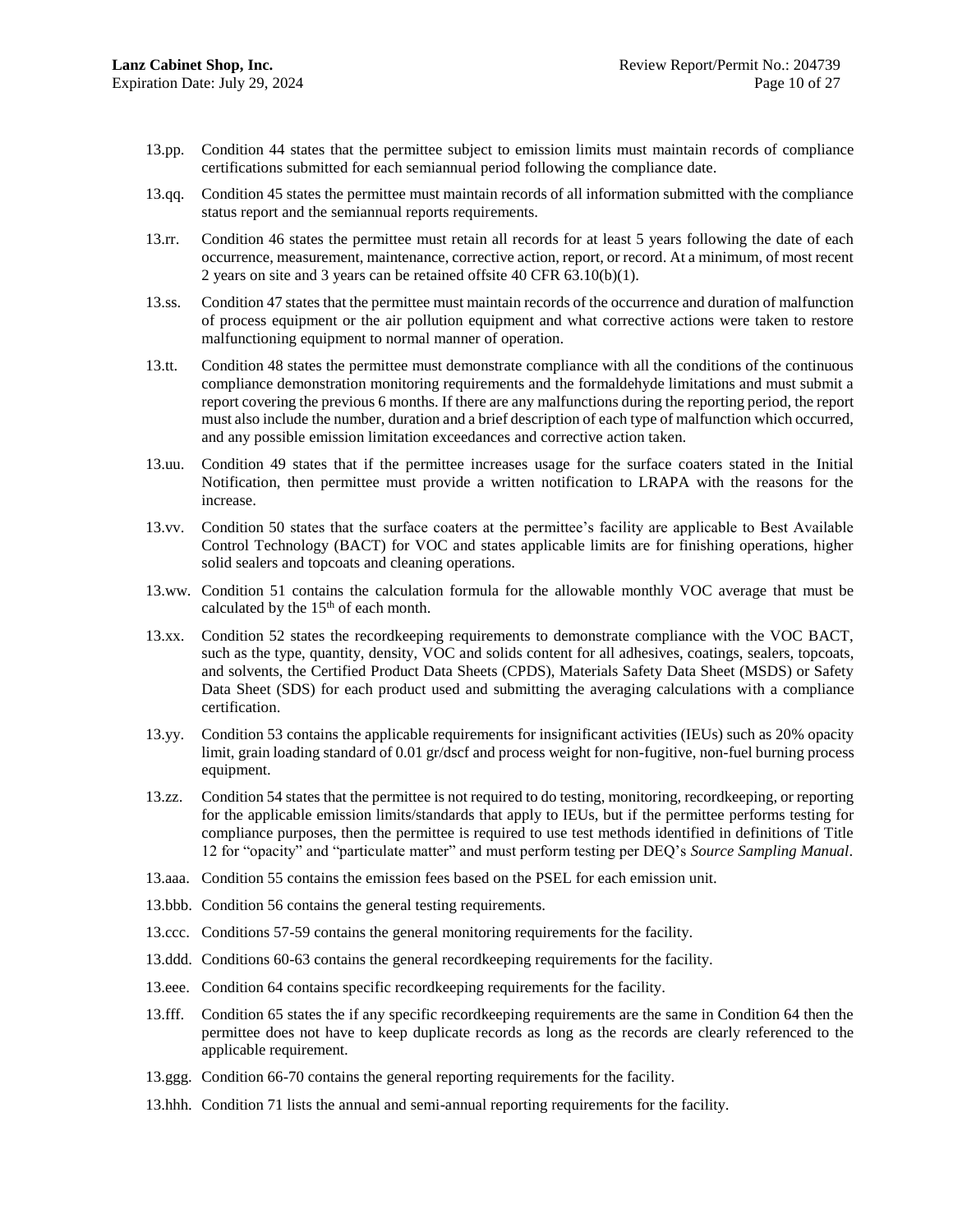13.pp. Condition 44 states that the permittee subject to emission limits must maintain records of compliance certifications submitted for each semiannual period following the compliance date.

13.qq. Condition 45 states the permittee must maintain records of all information submitted with the compliance status report and the semiannual reports requirements.

13.rr. Condition 46 states the permittee must retain all records for at least 5 years following the date of each occurrence, measurement, maintenance, corrective action, report, or record. At a minimum, of most recent 2 years on site and 3 years can be retained offsite 40 CFR 63.10(b)(1).

13.ss. Condition 47 states that the permittee must maintain records of the occurrence and duration of malfunction of process equipment or the air pollution equipment and what corrective actions were taken to restore malfunctioning equipment to normal manner of operation.

13.tt. Condition 48 states the permittee must demonstrate compliance with all the conditions of the continuous compliance demonstration monitoring requirements and the formaldehyde limitations and must submit a report covering the previous 6 months. If there are any malfunctions during the reporting period, the report must also include the number, duration and a brief description of each type of malfunction which occurred, and any possible emission limitation exceedances and corrective action taken.

13.uu. Condition 49 states that if the permittee increases usage for the surface coaters stated in the Initial Notification, then permittee must provide a written notification to LRAPA with the reasons for the increase.

13.vv. Condition 50 states that the surface coaters at the permittee's facility are applicable to Best Available Control Technology (BACT) for VOC and states applicable limits are for finishing operations, higher solid sealers and topcoats and cleaning operations.

13.ww. Condition 51 contains the calculation formula for the allowable monthly VOC average that must be calculated by the 15th of each month.

13.xx. Condition 52 states the recordkeeping requirements to demonstrate compliance with the VOC BACT, such as the type, quantity, density, VOC and solids content for all adhesives, coatings, sealers, topcoats, and solvents, the Certified Product Data Sheets (CPDS), Materials Safety Data Sheet (MSDS) or Safety Data Sheet (SDS) for each product used and submitting the averaging calculations with a compliance certification.

13.yy. Condition 53 contains the applicable requirements for insignificant activities (IEUs) such as 20% opacity limit, grain loading standard of 0.01 gr/dscf and process weight for non-fugitive, non-fuel burning process equipment.

13.zz. Condition 54 states that the permittee is not required to do testing, monitoring, recordkeeping, or reporting for the applicable emission limits/standards that apply to IEUs, but if the permittee performs testing for compliance purposes, then the permittee is required to use test methods identified in definitions of Title 12 for "opacity" and "particulate matter" and must perform testing per DEQ's *Source Sampling Manual*.

13.aaa. Condition 55 contains the emission fees based on the PSEL for each emission unit.

13.bbb. Condition 56 contains the general testing requirements.

13.ccc. Conditions 57-59 contains the general monitoring requirements for the facility.

13.ddd. Conditions 60-63 contains the general recordkeeping requirements for the facility.

13.eee. Condition 64 contains specific recordkeeping requirements for the facility.

13.fff. Condition 65 states the if any specific recordkeeping requirements are the same in Condition 64 then the permittee does not have to keep duplicate records as long as the records are clearly referenced to the applicable requirement.

13.ggg. Condition 66-70 contains the general reporting requirements for the facility.

13.hhh. Condition 71 lists the annual and semi-annual reporting requirements for the facility.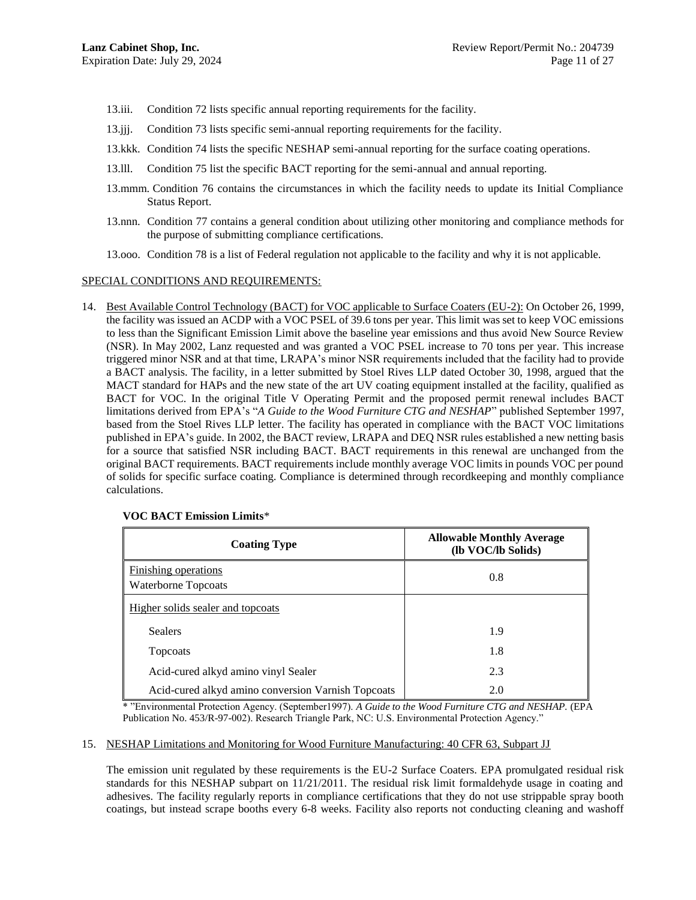13.iii. Condition 72 lists specific annual reporting requirements for the facility.

13.jjj. Condition 73 lists specific semi-annual reporting requirements for the facility.

13.kkk. Condition 74 lists the specific NESHAP semi-annual reporting for the surface coating operations.

13.lll. Condition 75 list the specific BACT reporting for the semi-annual and annual reporting.

13.mmm. Condition 76 contains the circumstances in which the facility needs to update its Initial Compliance Status Report.

13.nnn. Condition 77 contains a general condition about utilizing other monitoring and compliance methods for the purpose of submitting compliance certifications.

13.ooo. Condition 78 is a list of Federal regulation not applicable to the facility and why it is not applicable.

<u>SPECIAL CONDITIONS AND REQUIREMENTS:</u>

14. <u>Best Available Control Technology (BACT) for VOC applicable to Surface Coaters (EU-2):</u> On October 26, 1999, the facility was issued an ACDP with a VOC PSEL of 39.6 tons per year. This limit was set to keep VOC emissions to less than the Significant Emission Limit above the baseline year emissions and thus avoid New Source Review (NSR). In May 2002, Lanz requested and was granted a VOC PSEL increase to 70 tons per year. This increase triggered minor NSR and at that time, LRAPA's minor NSR requirements included that the facility had to provide a BACT analysis. The facility, in a letter submitted by Stoel Rives LLP dated October 30, 1998, argued that the MACT standard for HAPs and the new state of the art UV coating equipment installed at the facility, qualified as BACT for VOC. In the original Title V Operating Permit and the proposed permit renewal includes BACT limitations derived from EPA's "*A Guide to the Wood Furniture CTG and NESHAP*" published September 1997, based from the Stoel Rives LLP letter. The facility has operated in compliance with the BACT VOC limitations published in EPA's guide. In 2002, the BACT review, LRAPA and DEQ NSR rules established a new netting basis for a source that satisfied NSR including BACT. BACT requirements in this renewal are unchanged from the original BACT requirements. BACT requirements include monthly average VOC limits in pounds VOC per pound of solids for specific surface coating. Compliance is determined through recordkeeping and monthly compliance calculations.

**VOC BACT Emission Limits***

| Coating Type | Allowable Monthly Average (lb VOC/lb Solids) |
|---|---|
| <u>Finishing operations</u><br>Waterborne Topcoats | 0.8 |
| <u>Higher solids sealer and topcoats</u> | |
| Sealers | 1.9 |
| Topcoats | 1.8 |
| Acid-cured alkyd amino vinyl Sealer | 2.3 |
| Acid-cured alkyd amino conversion Varnish Topcoats | 2.0 |

* "Environmental Protection Agency. (September1997). *A Guide to the Wood Furniture CTG and NESHAP.* (EPA Publication No. 453/R-97-002). Research Triangle Park, NC: U.S. Environmental Protection Agency."

15. <u>NESHAP Limitations and Monitoring for Wood Furniture Manufacturing: 40 CFR 63, Subpart JJ</u>

The emission unit regulated by these requirements is the EU-2 Surface Coaters. EPA promulgated residual risk standards for this NESHAP subpart on 11/21/2011. The residual risk limit formaldehyde usage in coating and adhesives. The facility regularly reports in compliance certifications that they do not use strippable spray booth coatings, but instead scrape booths every 6-8 weeks. Facility also reports not conducting cleaning and washoff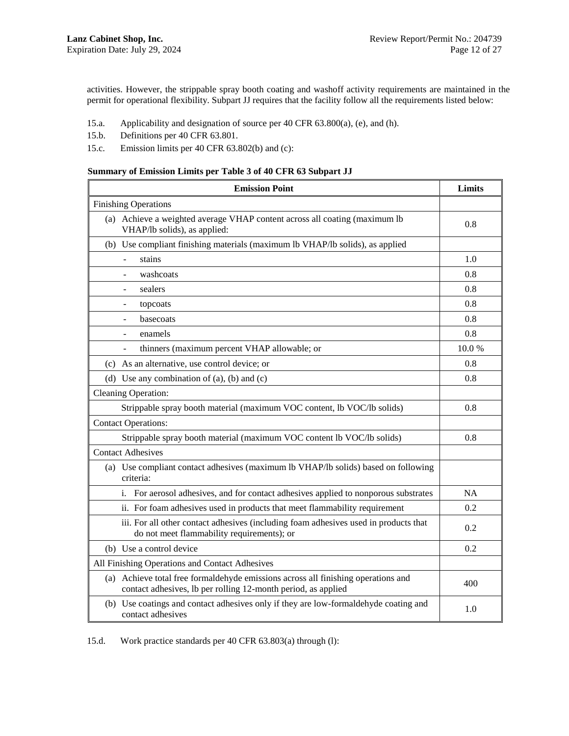activities. However, the strippable spray booth coating and washoff activity requirements are maintained in the permit for operational flexibility. Subpart JJ requires that the facility follow all the requirements listed below:

15.a. Applicability and designation of source per 40 CFR 63.800(a), (e), and (h).

15.b. Definitions per 40 CFR 63.801.

15.c. Emission limits per 40 CFR 63.802(b) and (c):

**Summary of Emission Limits per Table 3 of 40 CFR 63 Subpart JJ**

| Emission Point | Limits |
|---|---|
| Finishing Operations | |
| (a) Achieve a weighted average VHAP content across all coating (maximum lb VHAP/lb solids), as applied: | 0.8 |
| (b) Use compliant finishing materials (maximum lb VHAP/lb solids), as applied | |
| - stains | 1.0 |
| - washcoats | 0.8 |
| - sealers | 0.8 |
| - topcoats | 0.8 |
| - basecoats | 0.8 |
| - enamels | 0.8 |
| - thinners (maximum percent VHAP allowable; or | 10.0 % |
| (c) As an alternative, use control device; or | 0.8 |
| (d) Use any combination of (a), (b) and (c) | 0.8 |
| Cleaning Operation: | |
| Strippable spray booth material (maximum VOC content, lb VOC/lb solids) | 0.8 |
| Contact Operations: | |
| Strippable spray booth material (maximum VOC content lb VOC/lb solids) | 0.8 |
| Contact Adhesives | |
| (a) Use compliant contact adhesives (maximum lb VHAP/lb solids) based on following criteria: | |
| i. For aerosol adhesives, and for contact adhesives applied to nonporous substrates | NA |
| ii. For foam adhesives used in products that meet flammability requirement | 0.2 |
| iii. For all other contact adhesives (including foam adhesives used in products that do not meet flammability requirements); or | 0.2 |
| (b) Use a control device | 0.2 |
| All Finishing Operations and Contact Adhesives | |
| (a) Achieve total free formaldehyde emissions across all finishing operations and contact adhesives, lb per rolling 12-month period, as applied | 400 |
| (b) Use coatings and contact adhesives only if they are low-formaldehyde coating and contact adhesives | 1.0 |

15.d. Work practice standards per 40 CFR 63.803(a) through (l):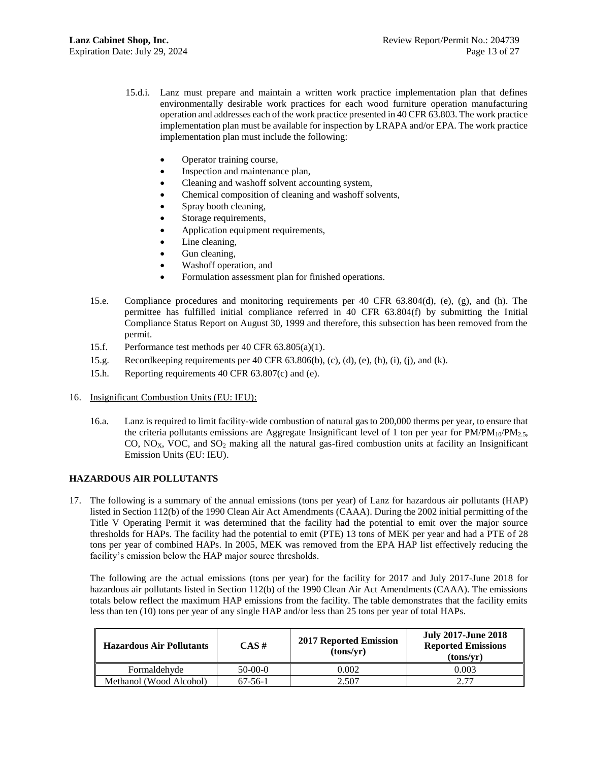15.d.i. Lanz must prepare and maintain a written work practice implementation plan that defines environmentally desirable work practices for each wood furniture operation manufacturing operation and addresses each of the work practice presented in 40 CFR 63.803. The work practice implementation plan must be available for inspection by LRAPA and/or EPA. The work practice implementation plan must include the following:

- Operator training course,
- Inspection and maintenance plan,
- Cleaning and washoff solvent accounting system,
- Chemical composition of cleaning and washoff solvents,
- Spray booth cleaning,
- Storage requirements,
- Application equipment requirements,
- Line cleaning,
- Gun cleaning,
- Washoff operation, and
- Formulation assessment plan for finished operations.

15.e. Compliance procedures and monitoring requirements per 40 CFR 63.804(d), (e), (g), and (h). The permittee has fulfilled initial compliance referred in 40 CFR 63.804(f) by submitting the Initial Compliance Status Report on August 30, 1999 and therefore, this subsection has been removed from the permit.

15.f. Performance test methods per 40 CFR 63.805(a)(1).

15.g. Recordkeeping requirements per 40 CFR 63.806(b), (c), (d), (e), (h), (i), (j), and (k).

15.h. Reporting requirements 40 CFR 63.807(c) and (e).

16. Insignificant Combustion Units (EU: IEU):

16.a. Lanz is required to limit facility-wide combustion of natural gas to 200,000 therms per year, to ensure that the criteria pollutants emissions are Aggregate Insignificant level of 1 ton per year for $PM/PM_{10}/PM_{2.5}$, CO, $NO_X$, VOC, and $SO_2$ making all the natural gas-fired combustion units at facility an Insignificant Emission Units (EU: IEU).

**HAZARDOUS AIR POLLUTANTS**

17. The following is a summary of the annual emissions (tons per year) of Lanz for hazardous air pollutants (HAP) listed in Section 112(b) of the 1990 Clean Air Act Amendments (CAAA). During the 2002 initial permitting of the Title V Operating Permit it was determined that the facility had the potential to emit over the major source thresholds for HAPs. The facility had the potential to emit (PTE) 13 tons of MEK per year and had a PTE of 28 tons per year of combined HAPs. In 2005, MEK was removed from the EPA HAP list effectively reducing the facility's emission below the HAP major source thresholds.

The following are the actual emissions (tons per year) for the facility for 2017 and July 2017-June 2018 for hazardous air pollutants listed in Section 112(b) of the 1990 Clean Air Act Amendments (CAAA). The emissions totals below reflect the maximum HAP emissions from the facility. The table demonstrates that the facility emits less than ten (10) tons per year of any single HAP and/or less than 25 tons per year of total HAPs.

| Hazardous Air Pollutants | CAS # | 2017 Reported Emission (tons/yr) | July 2017-June 2018 Reported Emissions (tons/yr) |
|---|---|---|---|
| Formaldehyde | 50-00-0 | 0.002 | 0.003 |
| Methanol (Wood Alcohol) | 67-56-1 | 2.507 | 2.77 |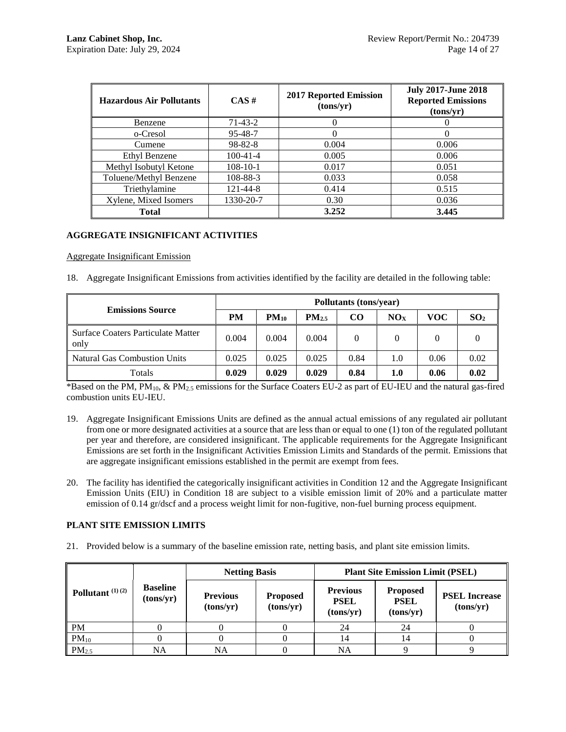| Hazardous Air Pollutants | CAS # | 2017 Reported Emission (tons/yr) | July 2017-June 2018 Reported Emissions (tons/yr) |
|---|---|---|---|
| Benzene | 71-43-2 | 0 | 0 |
| o-Cresol | 95-48-7 | 0 | 0 |
| Cumene | 98-82-8 | 0.004 | 0.006 |
| Ethyl Benzene | 100-41-4 | 0.005 | 0.006 |
| Methyl Isobutyl Ketone | 108-10-1 | 0.017 | 0.051 |
| Toluene/Methyl Benzene | 108-88-3 | 0.033 | 0.058 |
| Triethylamine | 121-44-8 | 0.414 | 0.515 |
| Xylene, Mixed Isomers | 1330-20-7 | 0.30 | 0.036 |
| **Total** | | **3.252** | **3.445** |

**AGGREGATE INSIGNIFICANT ACTIVITIES**

Aggregate Insignificant Emission

18. Aggregate Insignificant Emissions from activities identified by the facility are detailed in the following table:

| Emissions Source | Pollutants (tons/year) | | | | | | |
|---|---|---|---|---|---|---|---|
| | PM | $PM_{10}$ | $PM_{2.5}$ | CO | $NO_X$ | VOC | $SO_2$ |
| Surface Coaters Particulate Matter only | 0.004 | 0.004 | 0.004 | 0 | 0 | 0 | 0 |
| Natural Gas Combustion Units | 0.025 | 0.025 | 0.025 | 0.84 | 1.0 | 0.06 | 0.02 |
| Totals | **0.029** | **0.029** | **0.029** | **0.84** | **1.0** | **0.06** | **0.02** |

*Based on the PM, $PM_{10}$, & $PM_{2.5}$ emissions for the Surface Coaters EU-2 as part of EU-IEU and the natural gas-fired combustion units EU-IEU.

19. Aggregate Insignificant Emissions Units are defined as the annual actual emissions of any regulated air pollutant from one or more designated activities at a source that are less than or equal to one (1) ton of the regulated pollutant per year and therefore, are considered insignificant. The applicable requirements for the Aggregate Insignificant Emissions are set forth in the Insignificant Activities Emission Limits and Standards of the permit. Emissions that are aggregate insignificant emissions established in the permit are exempt from fees.

20. The facility has identified the categorically insignificant activities in Condition 12 and the Aggregate Insignificant Emission Units (EIU) in Condition 18 are subject to a visible emission limit of 20% and a particulate matter emission of 0.14 gr/dscf and a process weight limit for non-fugitive, non-fuel burning process equipment.

**PLANT SITE EMISSION LIMITS**

21. Provided below is a summary of the baseline emission rate, netting basis, and plant site emission limits.

| Pollutant (1) (2) | Baseline (tons/yr) | Netting Basis | | Plant Site Emission Limit (PSEL) | | |
|---|---|---|---|---|---|---|
| | | Previous (tons/yr) | Proposed (tons/yr) | Previous PSEL (tons/yr) | Proposed PSEL (tons/yr) | PSEL Increase (tons/yr) |
| PM | 0 | 0 | 0 | 24 | 24 | 0 |
| $PM_{10}$ | 0 | 0 | 0 | 14 | 14 | 0 |
| $PM_{2.5}$ | NA | NA | 0 | NA | 9 | 9 |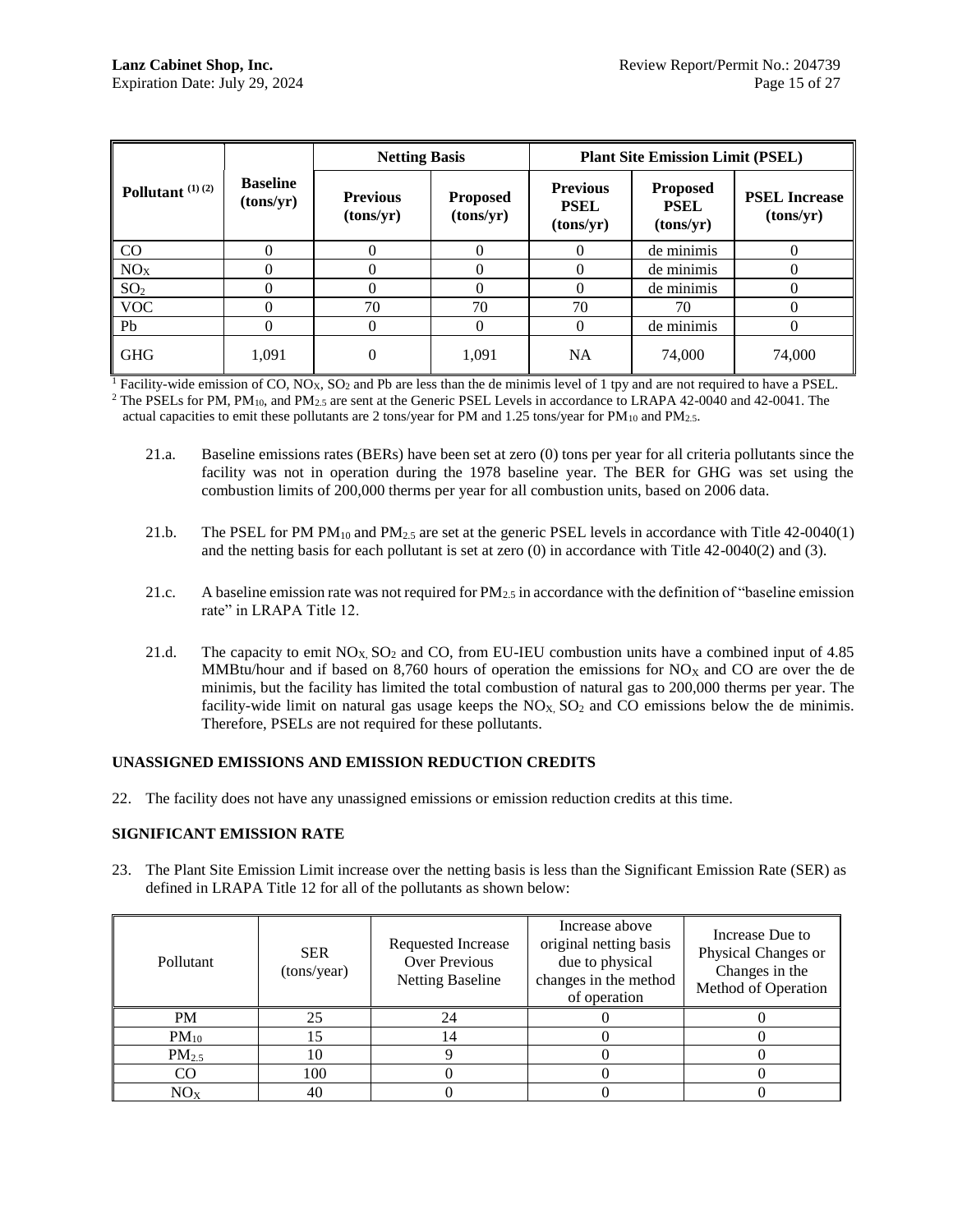| Pollutant [(1) (2)] | Baseline (tons/yr) | Netting Basis | | Plant Site Emission Limit (PSEL) | | |
|---|---|---|---|---|---|---|
| | | Previous (tons/yr) | Proposed (tons/yr) | Previous PSEL (tons/yr) | Proposed PSEL (tons/yr) | PSEL Increase (tons/yr) |
| CO | 0 | 0 | 0 | 0 | de minimis | 0 |
| $NO_X$ | 0 | 0 | 0 | 0 | de minimis | 0 |
| $SO_2$ | 0 | 0 | 0 | 0 | de minimis | 0 |
| VOC | 0 | 70 | 70 | 70 | 70 | 0 |
| Pb | 0 | 0 | 0 | 0 | de minimis | 0 |
| GHG | 1,091 | 0 | 1,091 | NA | 74,000 | 74,000 |

[1] Facility-wide emission of CO, $NO_X$, $SO_2$ and Pb are less than the de minimis level of 1 tpy and are not required to have a PSEL.
[2] The PSELs for PM, $PM_{10}$, and $PM_{2.5}$ are sent at the Generic PSEL Levels in accordance to LRAPA 42-0040 and 42-0041. The actual capacities to emit these pollutants are 2 tons/year for PM and 1.25 tons/year for $PM_{10}$ and $PM_{2.5}$.

21.a. Baseline emissions rates (BERs) have been set at zero (0) tons per year for all criteria pollutants since the facility was not in operation during the 1978 baseline year. The BER for GHG was set using the combustion limits of 200,000 therms per year for all combustion units, based on 2006 data.

21.b. The PSEL for PM $PM_{10}$ and $PM_{2.5}$ are set at the generic PSEL levels in accordance with Title 42-0040(1) and the netting basis for each pollutant is set at zero (0) in accordance with Title 42-0040(2) and (3).

21.c. A baseline emission rate was not required for $PM_{2.5}$ in accordance with the definition of "baseline emission rate" in LRAPA Title 12.

21.d. The capacity to emit $NO_X$, $SO_2$ and CO, from EU-IEU combustion units have a combined input of 4.85 MMBtu/hour and if based on 8,760 hours of operation the emissions for $NO_X$ and CO are over the de minimis, but the facility has limited the total combustion of natural gas to 200,000 therms per year. The facility-wide limit on natural gas usage keeps the $NO_X$, $SO_2$ and CO emissions below the de minimis. Therefore, PSELs are not required for these pollutants.

**UNASSIGNED EMISSIONS AND EMISSION REDUCTION CREDITS**

22. The facility does not have any unassigned emissions or emission reduction credits at this time.

**SIGNIFICANT EMISSION RATE**

23. The Plant Site Emission Limit increase over the netting basis is less than the Significant Emission Rate (SER) as defined in LRAPA Title 12 for all of the pollutants as shown below:

| Pollutant | SER (tons/year) | Requested Increase Over Previous Netting Baseline | Increase above original netting basis due to physical changes in the method of operation | Increase Due to Physical Changes or Changes in the Method of Operation |
|---|---|---|---|---|
| PM | 25 | 24 | 0 | 0 |
| $PM_{10}$ | 15 | 14 | 0 | 0 |
| $PM_{2.5}$ | 10 | 9 | 0 | 0 |
| CO | 100 | 0 | 0 | 0 |
| $NO_X$ | 40 | 0 | 0 | 0 |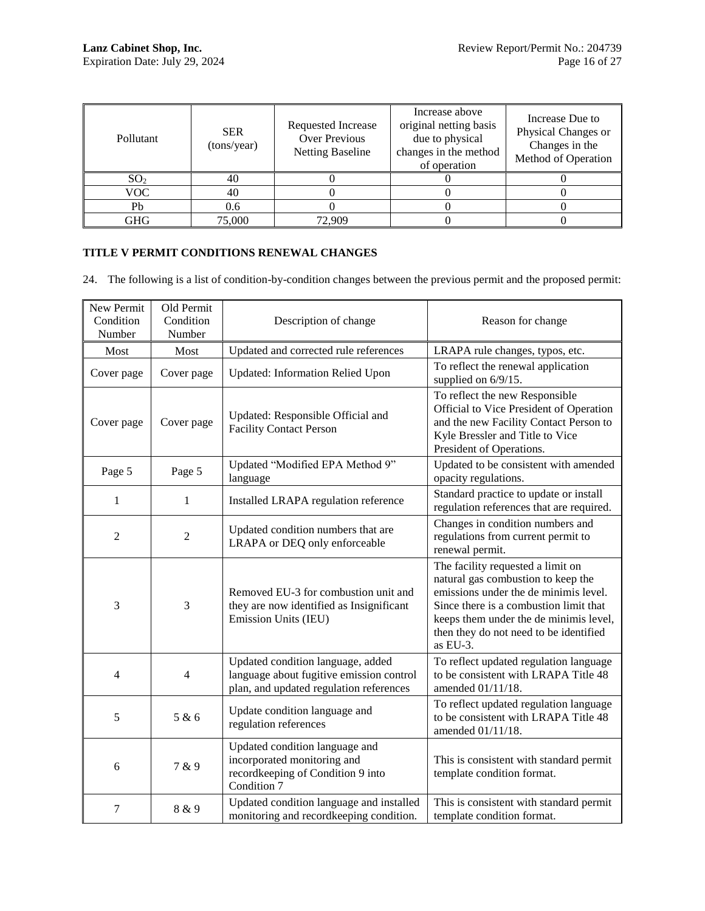| Pollutant | SER (tons/year) | Requested Increase Over Previous Netting Baseline | Increase above original netting basis due to physical changes in the method of operation | Increase Due to Physical Changes or Changes in the Method of Operation |
|---|---|---|---|---|
| $SO_2$ | 40 | 0 | 0 | 0 |
| VOC | 40 | 0 | 0 | 0 |
| Pb | 0.6 | 0 | 0 | 0 |
| GHG | 75,000 | 72,909 | 0 | 0 |

## TITLE V PERMIT CONDITIONS RENEWAL CHANGES

24. The following is a list of condition-by-condition changes between the previous permit and the proposed permit:

| New Permit Condition Number | Old Permit Condition Number | Description of change | Reason for change |
|---|---|---|---|
| Most | Most | Updated and corrected rule references | LRAPA rule changes, typos, etc. |
| Cover page | Cover page | Updated: Information Relied Upon | To reflect the renewal application supplied on 6/9/15. |
| Cover page | Cover page | Updated: Responsible Official and Facility Contact Person | To reflect the new Responsible Official to Vice President of Operation and the new Facility Contact Person to Kyle Bressler and Title to Vice President of Operations. |
| Page 5 | Page 5 | Updated "Modified EPA Method 9" language | Updated to be consistent with amended opacity regulations. |
| 1 | 1 | Installed LRAPA regulation reference | Standard practice to update or install regulation references that are required. |
| 2 | 2 | Updated condition numbers that are LRAPA or DEQ only enforceable | Changes in condition numbers and regulations from current permit to renewal permit. |
| 3 | 3 | Removed EU-3 for combustion unit and they are now identified as Insignificant Emission Units (IEU) | The facility requested a limit on natural gas combustion to keep the emissions under the de minimis level. Since there is a combustion limit that keeps them under the de minimis level, then they do not need to be identified as EU-3. |
| 4 | 4 | Updated condition language, added language about fugitive emission control plan, and updated regulation references | To reflect updated regulation language to be consistent with LRAPA Title 48 amended 01/11/18. |
| 5 | 5 & 6 | Update condition language and regulation references | To reflect updated regulation language to be consistent with LRAPA Title 48 amended 01/11/18. |
| 6 | 7 & 9 | Updated condition language and incorporated monitoring and recordkeeping of Condition 9 into Condition 7 | This is consistent with standard permit template condition format. |
| 7 | 8 & 9 | Updated condition language and installed monitoring and recordkeeping condition. | This is consistent with standard permit template condition format. |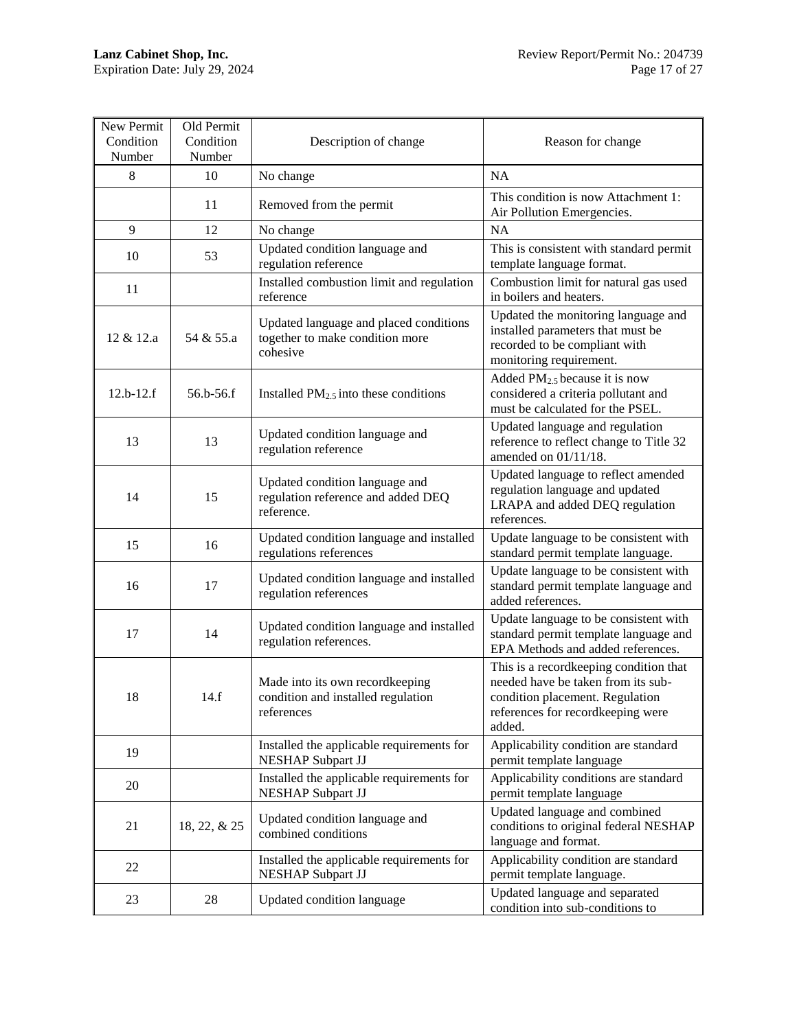| New Permit Condition Number | Old Permit Condition Number | Description of change | Reason for change |
|---|---|---|---|
| 8 | 10 | No change | NA |
| | 11 | Removed from the permit | This condition is now Attachment 1: Air Pollution Emergencies. |
| 9 | 12 | No change | NA |
| 10 | 53 | Updated condition language and regulation reference | This is consistent with standard permit template language format. |
| 11 | | Installed combustion limit and regulation reference | Combustion limit for natural gas used in boilers and heaters. |
| 12 & 12.a | 54 & 55.a | Updated language and placed conditions together to make condition more cohesive | Updated the monitoring language and installed parameters that must be recorded to be compliant with monitoring requirement. |
| 12.b-12.f | 56.b-56.f | Installed $PM_{2.5}$ into these conditions | Added $PM_{2.5}$ because it is now considered a criteria pollutant and must be calculated for the PSEL. |
| 13 | 13 | Updated condition language and regulation reference | Updated language and regulation reference to reflect change to Title 32 amended on 01/11/18. |
| 14 | 15 | Updated condition language and regulation reference and added DEQ reference. | Updated language to reflect amended regulation language and updated LRAPA and added DEQ regulation references. |
| 15 | 16 | Updated condition language and installed regulations references | Update language to be consistent with standard permit template language. |
| 16 | 17 | Updated condition language and installed regulation references | Update language to be consistent with standard permit template language and added references. |
| 17 | 14 | Updated condition language and installed regulation references. | Update language to be consistent with standard permit template language and EPA Methods and added references. |
| 18 | 14.f | Made into its own recordkeeping condition and installed regulation references | This is a recordkeeping condition that needed have be taken from its sub-condition placement. Regulation references for recordkeeping were added. |
| 19 | | Installed the applicable requirements for NESHAP Subpart JJ | Applicability condition are standard permit template language |
| 20 | | Installed the applicable requirements for NESHAP Subpart JJ | Applicability conditions are standard permit template language |
| 21 | 18, 22, & 25 | Updated condition language and combined conditions | Updated language and combined conditions to original federal NESHAP language and format. |
| 22 | | Installed the applicable requirements for NESHAP Subpart JJ | Applicability condition are standard permit template language. |
| 23 | 28 | Updated condition language | Updated language and separated condition into sub-conditions to |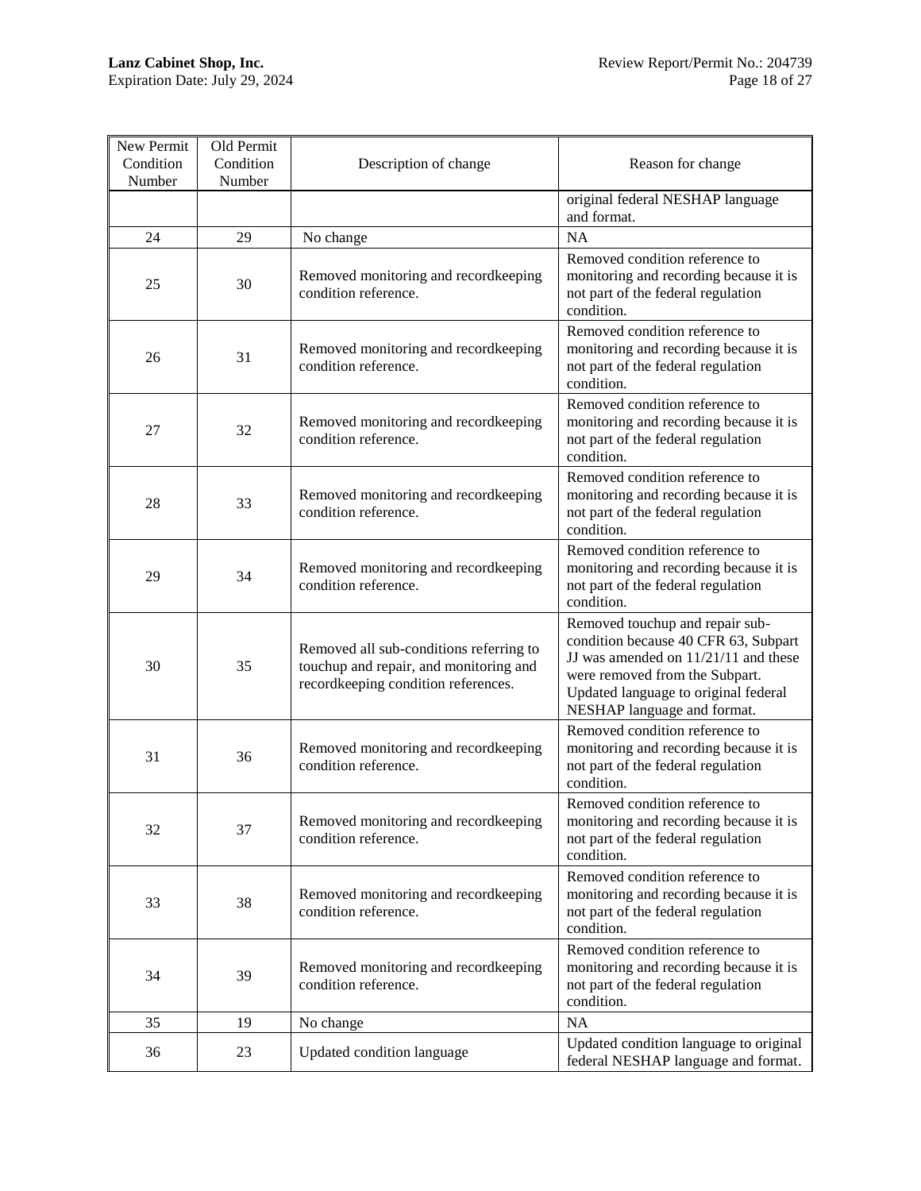| New Permit Condition Number | Old Permit Condition Number | Description of change | Reason for change |
|---|---|---|---|
| | | | original federal NESHAP language and format. |
| 24 | 29 | No change | NA |
| 25 | 30 | Removed monitoring and recordkeeping condition reference. | Removed condition reference to monitoring and recording because it is not part of the federal regulation condition. |
| 26 | 31 | Removed monitoring and recordkeeping condition reference. | Removed condition reference to monitoring and recording because it is not part of the federal regulation condition. |
| 27 | 32 | Removed monitoring and recordkeeping condition reference. | Removed condition reference to monitoring and recording because it is not part of the federal regulation condition. |
| 28 | 33 | Removed monitoring and recordkeeping condition reference. | Removed condition reference to monitoring and recording because it is not part of the federal regulation condition. |
| 29 | 34 | Removed monitoring and recordkeeping condition reference. | Removed condition reference to monitoring and recording because it is not part of the federal regulation condition. |
| 30 | 35 | Removed all sub-conditions referring to touchup and repair, and monitoring and recordkeeping condition references. | Removed touchup and repair sub-condition because 40 CFR 63, Subpart JJ was amended on 11/21/11 and these were removed from the Subpart. Updated language to original federal NESHAP language and format. |
| 31 | 36 | Removed monitoring and recordkeeping condition reference. | Removed condition reference to monitoring and recording because it is not part of the federal regulation condition. |
| 32 | 37 | Removed monitoring and recordkeeping condition reference. | Removed condition reference to monitoring and recording because it is not part of the federal regulation condition. |
| 33 | 38 | Removed monitoring and recordkeeping condition reference. | Removed condition reference to monitoring and recording because it is not part of the federal regulation condition. |
| 34 | 39 | Removed monitoring and recordkeeping condition reference. | Removed condition reference to monitoring and recording because it is not part of the federal regulation condition. |
| 35 | 19 | No change | NA |
| 36 | 23 | Updated condition language | Updated condition language to original federal NESHAP language and format. |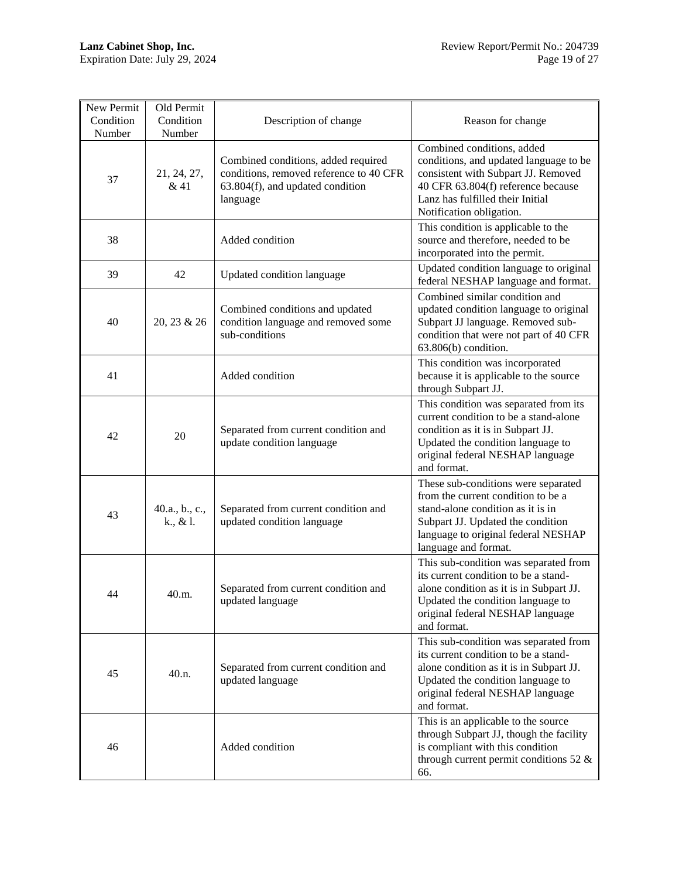| New Permit Condition Number | Old Permit Condition Number | Description of change | Reason for change |
|---|---|---|---|
| 37 | 21, 24, 27, & 41 | Combined conditions, added required conditions, removed reference to 40 CFR 63.804(f), and updated condition language | Combined conditions, added conditions, and updated language to be consistent with Subpart JJ. Removed 40 CFR 63.804(f) reference because Lanz has fulfilled their Initial Notification obligation. |
| 38 | | Added condition | This condition is applicable to the source and therefore, needed to be incorporated into the permit. |
| 39 | 42 | Updated condition language | Updated condition language to original federal NESHAP language and format. |
| 40 | 20, 23 & 26 | Combined conditions and updated condition language and removed some sub-conditions | Combined similar condition and updated condition language to original Subpart JJ language. Removed sub-condition that were not part of 40 CFR 63.806(b) condition. |
| 41 | | Added condition | This condition was incorporated because it is applicable to the source through Subpart JJ. |
| 42 | 20 | Separated from current condition and update condition language | This condition was separated from its current condition to be a stand-alone condition as it is in Subpart JJ. Updated the condition language to original federal NESHAP language and format. |
| 43 | 40.a., b., c., k., & l. | Separated from current condition and updated condition language | These sub-conditions were separated from the current condition to be a stand-alone condition as it is in Subpart JJ. Updated the condition language to original federal NESHAP language and format. |
| 44 | 40.m. | Separated from current condition and updated language | This sub-condition was separated from its current condition to be a stand-alone condition as it is in Subpart JJ. Updated the condition language to original federal NESHAP language and format. |
| 45 | 40.n. | Separated from current condition and updated language | This sub-condition was separated from its current condition to be a stand-alone condition as it is in Subpart JJ. Updated the condition language to original federal NESHAP language and format. |
| 46 | | Added condition | This is an applicable to the source through Subpart JJ, though the facility is compliant with this condition through current permit conditions 52 & 66. |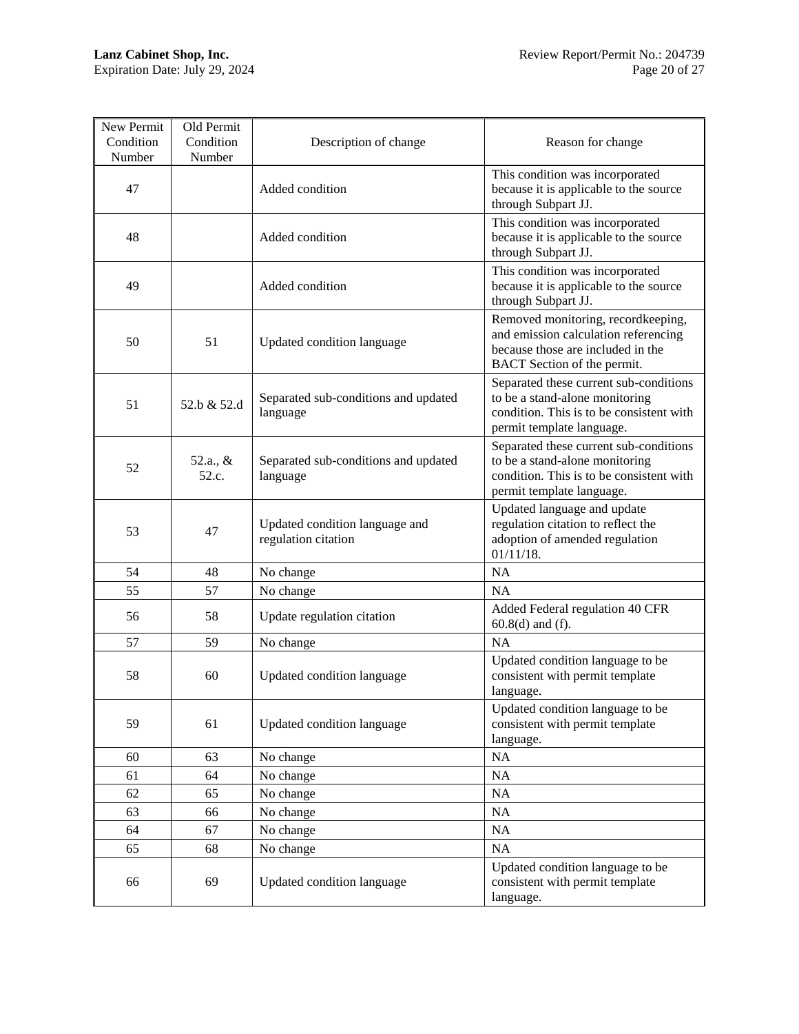| New Permit Condition Number | Old Permit Condition Number | Description of change | Reason for change |
|---|---|---|---|
| 47 | | Added condition | This condition was incorporated because it is applicable to the source through Subpart JJ. |
| 48 | | Added condition | This condition was incorporated because it is applicable to the source through Subpart JJ. |
| 49 | | Added condition | This condition was incorporated because it is applicable to the source through Subpart JJ. |
| 50 | 51 | Updated condition language | Removed monitoring, recordkeeping, and emission calculation referencing because those are included in the BACT Section of the permit. |
| 51 | 52.b & 52.d | Separated sub-conditions and updated language | Separated these current sub-conditions to be a stand-alone monitoring condition. This is to be consistent with permit template language. |
| 52 | 52.a., & 52.c. | Separated sub-conditions and updated language | Separated these current sub-conditions to be a stand-alone monitoring condition. This is to be consistent with permit template language. |
| 53 | 47 | Updated condition language and regulation citation | Updated language and update regulation citation to reflect the adoption of amended regulation 01/11/18. |
| 54 | 48 | No change | NA |
| 55 | 57 | No change | NA |
| 56 | 58 | Update regulation citation | Added Federal regulation 40 CFR 60.8(d) and (f). |
| 57 | 59 | No change | NA |
| 58 | 60 | Updated condition language | Updated condition language to be consistent with permit template language. |
| 59 | 61 | Updated condition language | Updated condition language to be consistent with permit template language. |
| 60 | 63 | No change | NA |
| 61 | 64 | No change | NA |
| 62 | 65 | No change | NA |
| 63 | 66 | No change | NA |
| 64 | 67 | No change | NA |
| 65 | 68 | No change | NA |
| 66 | 69 | Updated condition language | Updated condition language to be consistent with permit template language. |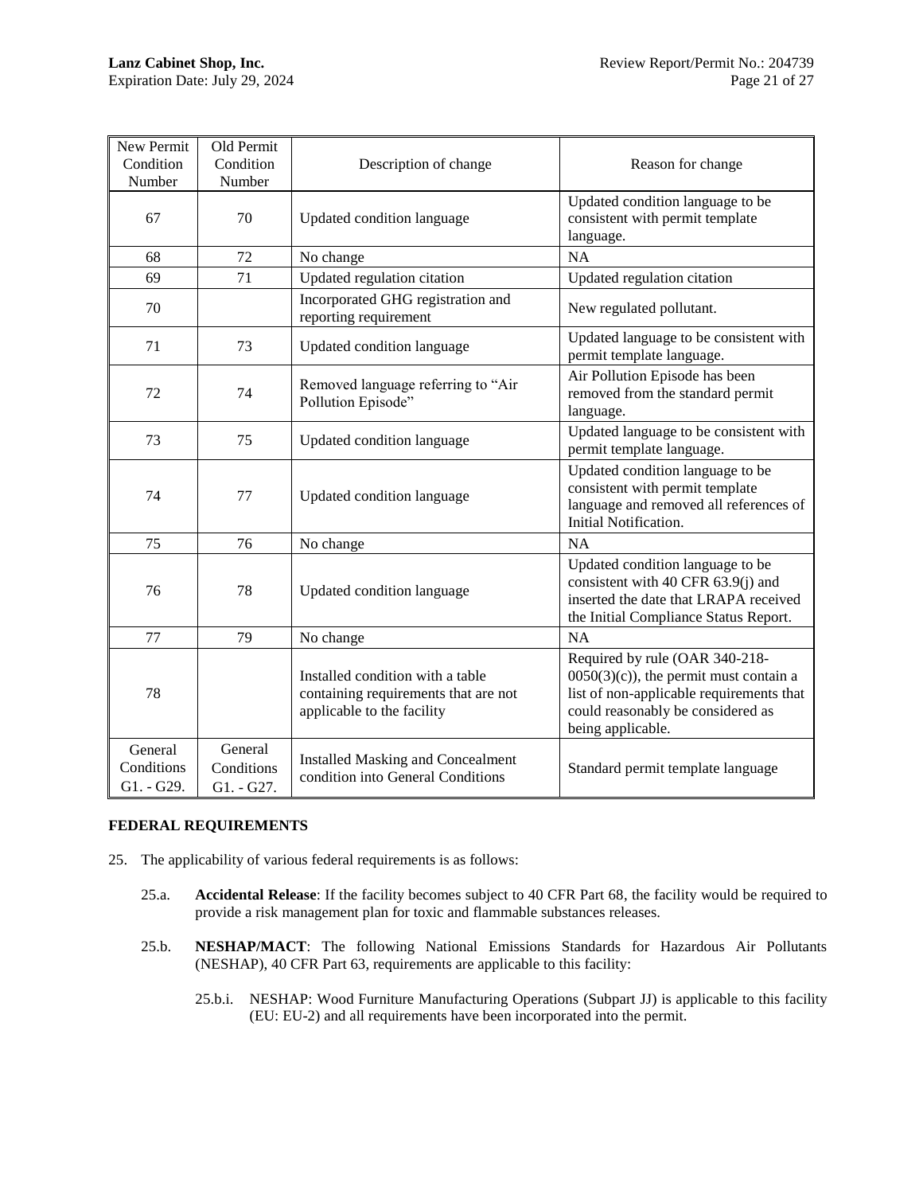| New Permit Condition Number | Old Permit Condition Number | Description of change | Reason for change |
|---|---|---|---|
| 67 | 70 | Updated condition language | Updated condition language to be consistent with permit template language. |
| 68 | 72 | No change | NA |
| 69 | 71 | Updated regulation citation | Updated regulation citation |
| 70 | | Incorporated GHG registration and reporting requirement | New regulated pollutant. |
| 71 | 73 | Updated condition language | Updated language to be consistent with permit template language. |
| 72 | 74 | Removed language referring to “Air Pollution Episode” | Air Pollution Episode has been removed from the standard permit language. |
| 73 | 75 | Updated condition language | Updated language to be consistent with permit template language. |
| 74 | 77 | Updated condition language | Updated condition language to be consistent with permit template language and removed all references of Initial Notification. |
| 75 | 76 | No change | NA |
| 76 | 78 | Updated condition language | Updated condition language to be consistent with 40 CFR 63.9(j) and inserted the date that LRAPA received the Initial Compliance Status Report. |
| 77 | 79 | No change | NA |
| 78 | | Installed condition with a table containing requirements that are not applicable to the facility | Required by rule (OAR 340-218-0050(3)(c)), the permit must contain a list of non-applicable requirements that could reasonably be considered as being applicable. |
| General Conditions G1. - G29. | General Conditions G1. - G27. | Installed Masking and Concealment condition into General Conditions | Standard permit template language |

**FEDERAL REQUIREMENTS**

25. The applicability of various federal requirements is as follows:

    25.a. **Accidental Release**: If the facility becomes subject to 40 CFR Part 68, the facility would be required to provide a risk management plan for toxic and flammable substances releases.

    25.b. **NESHAP/MACT**: The following National Emissions Standards for Hazardous Air Pollutants (NESHAP), 40 CFR Part 63, requirements are applicable to this facility:

        25.b.i. NESHAP: Wood Furniture Manufacturing Operations (Subpart JJ) is applicable to this facility (EU: EU-2) and all requirements have been incorporated into the permit.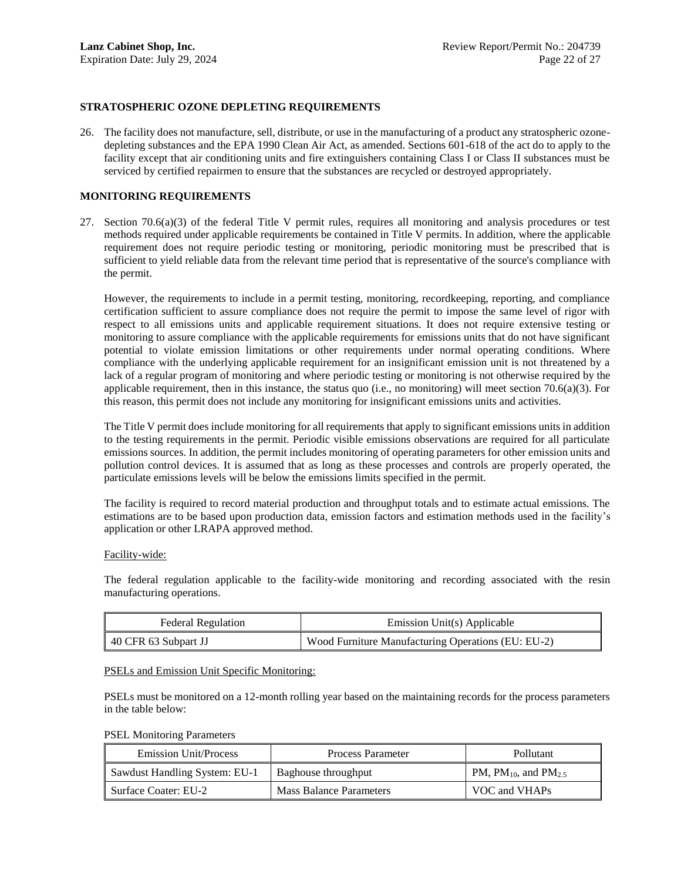### STRATOSPHERIC OZONE DEPLETING REQUIREMENTS

26. The facility does not manufacture, sell, distribute, or use in the manufacturing of a product any stratospheric ozone-depleting substances and the EPA 1990 Clean Air Act, as amended. Sections 601-618 of the act do to apply to the facility except that air conditioning units and fire extinguishers containing Class I or Class II substances must be serviced by certified repairmen to ensure that the substances are recycled or destroyed appropriately.

### MONITORING REQUIREMENTS

27. Section 70.6(a)(3) of the federal Title V permit rules, requires all monitoring and analysis procedures or test methods required under applicable requirements be contained in Title V permits. In addition, where the applicable requirement does not require periodic testing or monitoring, periodic monitoring must be prescribed that is sufficient to yield reliable data from the relevant time period that is representative of the source's compliance with the permit.

    However, the requirements to include in a permit testing, monitoring, recordkeeping, reporting, and compliance certification sufficient to assure compliance does not require the permit to impose the same level of rigor with respect to all emissions units and applicable requirement situations. It does not require extensive testing or monitoring to assure compliance with the applicable requirements for emissions units that do not have significant potential to violate emission limitations or other requirements under normal operating conditions. Where compliance with the underlying applicable requirement for an insignificant emission unit is not threatened by a lack of a regular program of monitoring and where periodic testing or monitoring is not otherwise required by the applicable requirement, then in this instance, the status quo (i.e., no monitoring) will meet section 70.6(a)(3). For this reason, this permit does not include any monitoring for insignificant emissions units and activities.

    The Title V permit does include monitoring for all requirements that apply to significant emissions units in addition to the testing requirements in the permit. Periodic visible emissions observations are required for all particulate emissions sources. In addition, the permit includes monitoring of operating parameters for other emission units and pollution control devices. It is assumed that as long as these processes and controls are properly operated, the particulate emissions levels will be below the emissions limits specified in the permit.

    The facility is required to record material production and throughput totals and to estimate actual emissions. The estimations are to be based upon production data, emission factors and estimation methods used in the facility's application or other LRAPA approved method.

    Facility-wide:

    The federal regulation applicable to the facility-wide monitoring and recording associated with the resin manufacturing operations.

| Federal Regulation | Emission Unit(s) Applicable |
|---|---|
| 40 CFR 63 Subpart JJ | Wood Furniture Manufacturing Operations (EU: EU-2) |

    PSELs and Emission Unit Specific Monitoring:

    PSELs must be monitored on a 12-month rolling year based on the maintaining records for the process parameters in the table below:

    PSEL Monitoring Parameters

| Emission Unit/Process | Process Parameter | Pollutant |
|---|---|---|
| Sawdust Handling System: EU-1 | Baghouse throughput | PM, $PM_{10}$, and $PM_{2.5}$ |
| Surface Coater: EU-2 | Mass Balance Parameters | VOC and VHAPs |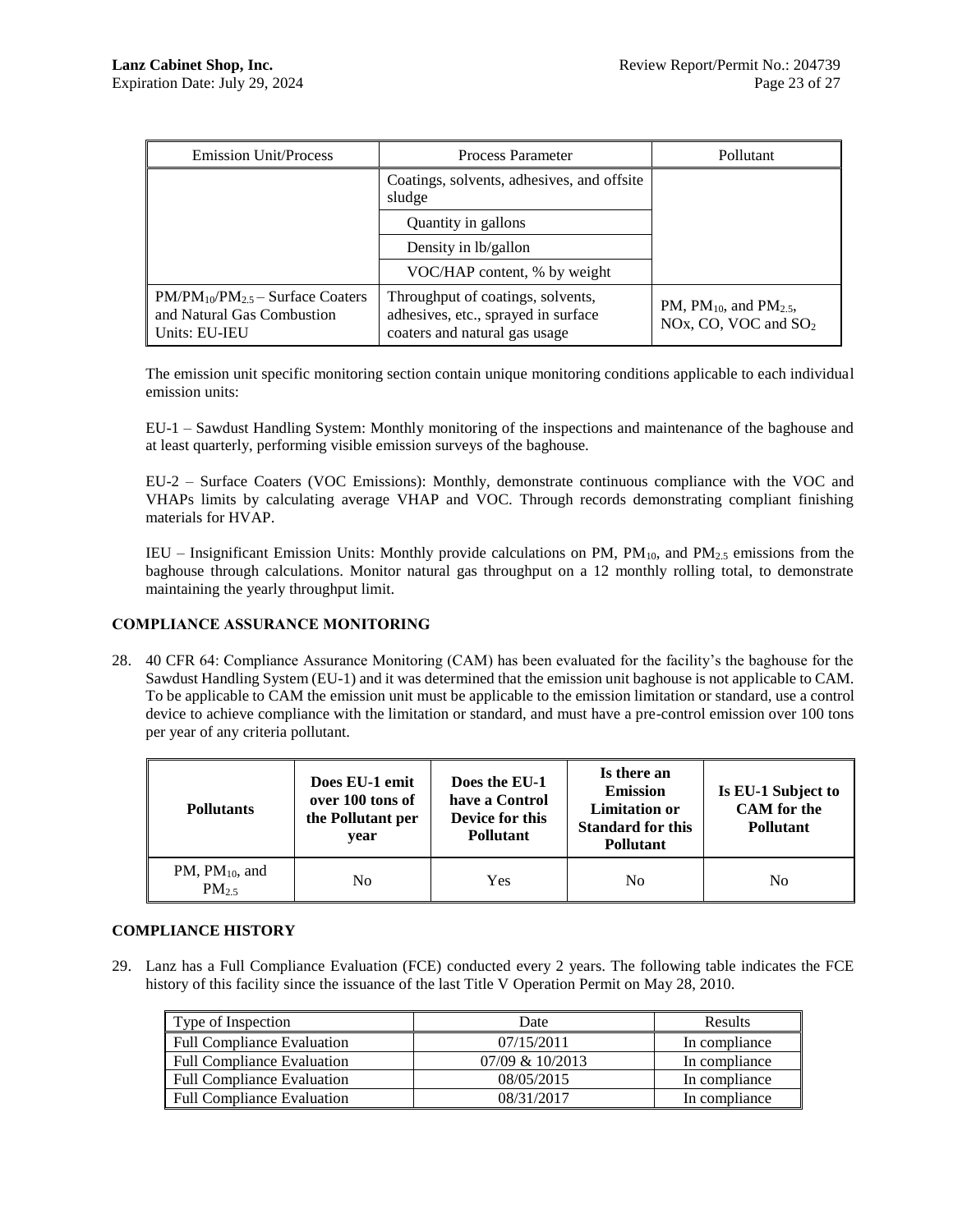| Emission Unit/Process | Process Parameter | Pollutant |
|---|---|---|
| | Coatings, solvents, adhesives, and offsite sludge | |
| | Quantity in gallons | |
| | Density in lb/gallon | |
| | VOC/HAP content, % by weight | |
| $PM/PM_{10}/PM_{2.5}$ – Surface Coaters and Natural Gas Combustion Units: EU-IEU | Throughput of coatings, solvents, adhesives, etc., sprayed in surface coaters and natural gas usage | PM, $PM_{10}$, and $PM_{2.5}$, NOx, CO, VOC and $SO_2$ |

The emission unit specific monitoring section contain unique monitoring conditions applicable to each individual emission units:

EU-1 – Sawdust Handling System: Monthly monitoring of the inspections and maintenance of the baghouse and at least quarterly, performing visible emission surveys of the baghouse.

EU-2 – Surface Coaters (VOC Emissions): Monthly, demonstrate continuous compliance with the VOC and VHAPs limits by calculating average VHAP and VOC. Through records demonstrating compliant finishing materials for HVAP.

IEU – Insignificant Emission Units: Monthly provide calculations on PM, $PM_{10}$, and $PM_{2.5}$ emissions from the baghouse through calculations. Monitor natural gas throughput on a 12 monthly rolling total, to demonstrate maintaining the yearly throughput limit.

## COMPLIANCE ASSURANCE MONITORING

28. 40 CFR 64: Compliance Assurance Monitoring (CAM) has been evaluated for the facility's the baghouse for the Sawdust Handling System (EU-1) and it was determined that the emission unit baghouse is not applicable to CAM. To be applicable to CAM the emission unit must be applicable to the emission limitation or standard, use a control device to achieve compliance with the limitation or standard, and must have a pre-control emission over 100 tons per year of any criteria pollutant.

| Pollutants | Does EU-1 emit over 100 tons of the Pollutant per year | Does the EU-1 have a Control Device for this Pollutant | Is there an Emission Limitation or Standard for this Pollutant | Is EU-1 Subject to CAM for the Pollutant |
|---|---|---|---|---|
| PM, $PM_{10}$, and $PM_{2.5}$ | No | Yes | No | No |

## COMPLIANCE HISTORY

29. Lanz has a Full Compliance Evaluation (FCE) conducted every 2 years. The following table indicates the FCE history of this facility since the issuance of the last Title V Operation Permit on May 28, 2010.

| Type of Inspection | Date | Results |
|---|---|---|
| Full Compliance Evaluation | 07/15/2011 | In compliance |
| Full Compliance Evaluation | 07/09 & 10/2013 | In compliance |
| Full Compliance Evaluation | 08/05/2015 | In compliance |
| Full Compliance Evaluation | 08/31/2017 | In compliance |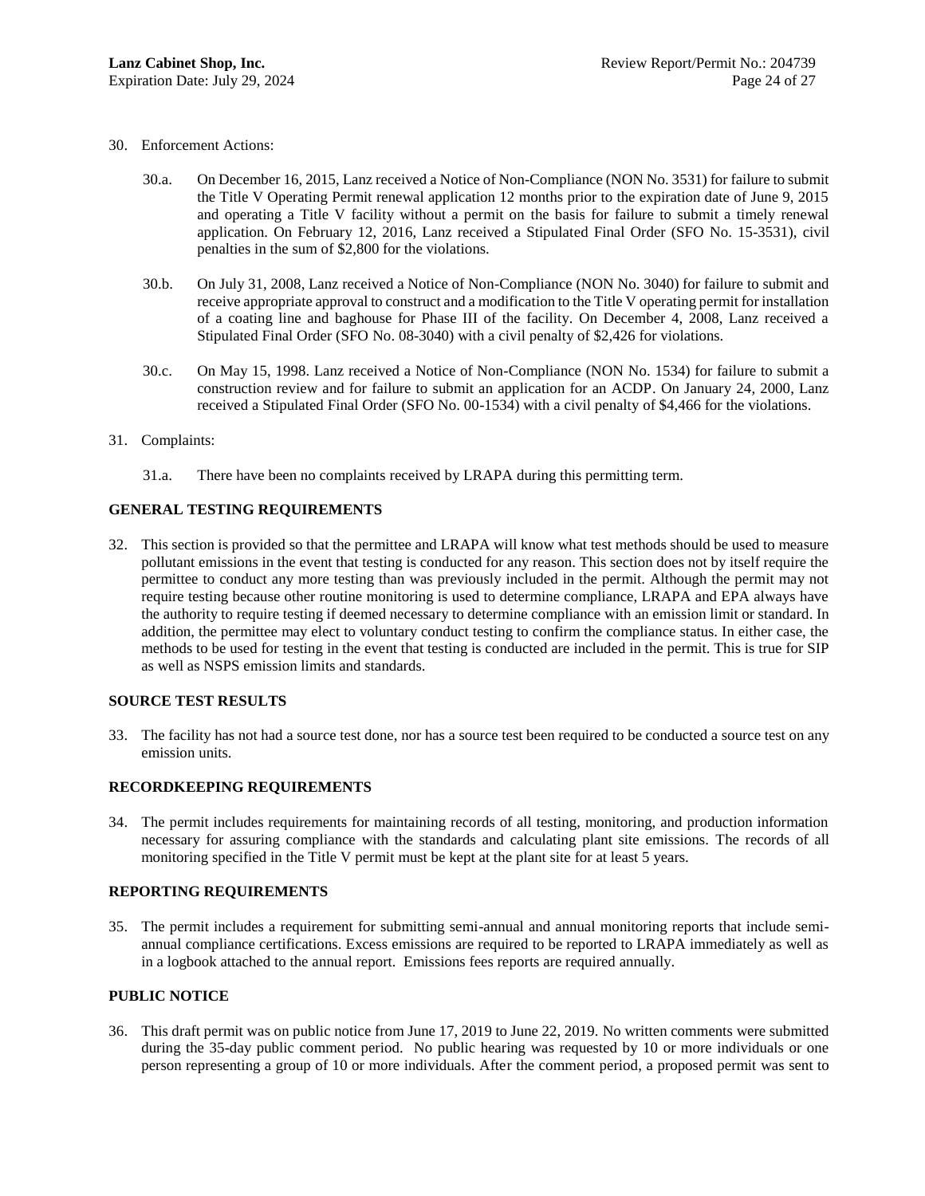30. Enforcement Actions:

    30.a. On December 16, 2015, Lanz received a Notice of Non-Compliance (NON No. 3531) for failure to submit the Title V Operating Permit renewal application 12 months prior to the expiration date of June 9, 2015 and operating a Title V facility without a permit on the basis for failure to submit a timely renewal application. On February 12, 2016, Lanz received a Stipulated Final Order (SFO No. 15-3531), civil penalties in the sum of $2,800 for the violations.

    30.b. On July 31, 2008, Lanz received a Notice of Non-Compliance (NON No. 3040) for failure to submit and receive appropriate approval to construct and a modification to the Title V operating permit for installation of a coating line and baghouse for Phase III of the facility. On December 4, 2008, Lanz received a Stipulated Final Order (SFO No. 08-3040) with a civil penalty of $2,426 for violations.

    30.c. On May 15, 1998. Lanz received a Notice of Non-Compliance (NON No. 1534) for failure to submit a construction review and for failure to submit an application for an ACDP. On January 24, 2000, Lanz received a Stipulated Final Order (SFO No. 00-1534) with a civil penalty of $4,466 for the violations.

31. Complaints:

    31.a. There have been no complaints received by LRAPA during this permitting term.

## GENERAL TESTING REQUIREMENTS

32. This section is provided so that the permittee and LRAPA will know what test methods should be used to measure pollutant emissions in the event that testing is conducted for any reason. This section does not by itself require the permittee to conduct any more testing than was previously included in the permit. Although the permit may not require testing because other routine monitoring is used to determine compliance, LRAPA and EPA always have the authority to require testing if deemed necessary to determine compliance with an emission limit or standard. In addition, the permittee may elect to voluntary conduct testing to confirm the compliance status. In either case, the methods to be used for testing in the event that testing is conducted are included in the permit. This is true for SIP as well as NSPS emission limits and standards.

## SOURCE TEST RESULTS

33. The facility has not had a source test done, nor has a source test been required to be conducted a source test on any emission units.

## RECORDKEEPING REQUIREMENTS

34. The permit includes requirements for maintaining records of all testing, monitoring, and production information necessary for assuring compliance with the standards and calculating plant site emissions. The records of all monitoring specified in the Title V permit must be kept at the plant site for at least 5 years.

## REPORTING REQUIREMENTS

35. The permit includes a requirement for submitting semi-annual and annual monitoring reports that include semi-annual compliance certifications. Excess emissions are required to be reported to LRAPA immediately as well as in a logbook attached to the annual report. Emissions fees reports are required annually.

## PUBLIC NOTICE

36. This draft permit was on public notice from June 17, 2019 to June 22, 2019. No written comments were submitted during the 35-day public comment period. No public hearing was requested by 10 or more individuals or one person representing a group of 10 or more individuals. After the comment period, a proposed permit was sent to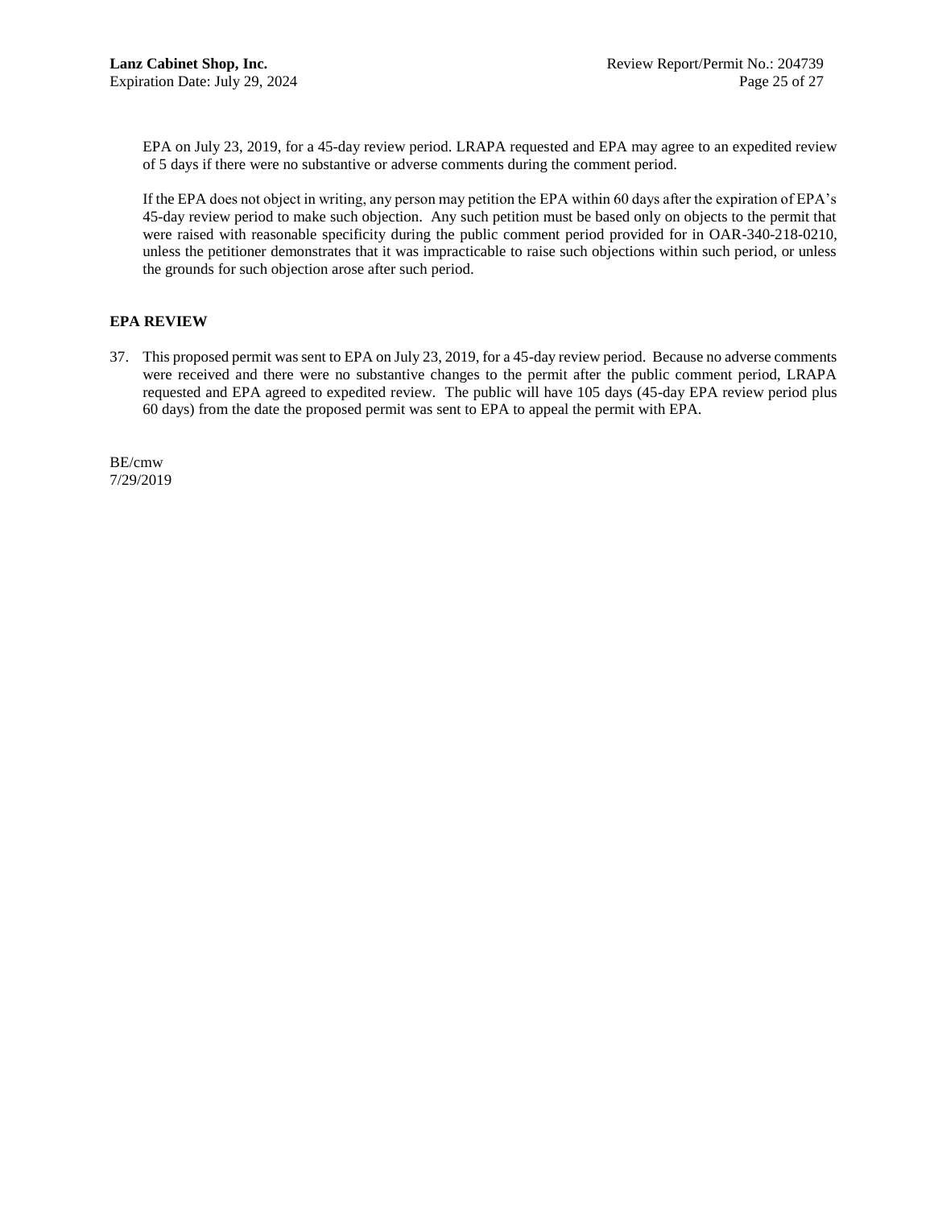EPA on July 23, 2019, for a 45-day review period. LRAPA requested and EPA may agree to an expedited review of 5 days if there were no substantive or adverse comments during the comment period.

If the EPA does not object in writing, any person may petition the EPA within 60 days after the expiration of EPA's 45-day review period to make such objection. Any such petition must be based only on objects to the permit that were raised with reasonable specificity during the public comment period provided for in OAR-340-218-0210, unless the petitioner demonstrates that it was impracticable to raise such objections within such period, or unless the grounds for such objection arose after such period.

**EPA REVIEW**

37. This proposed permit was sent to EPA on July 23, 2019, for a 45-day review period. Because no adverse comments were received and there were no substantive changes to the permit after the public comment period, LRAPA requested and EPA agreed to expedited review. The public will have 105 days (45-day EPA review period plus 60 days) from the date the proposed permit was sent to EPA to appeal the permit with EPA.

BE/cmw
7/29/2019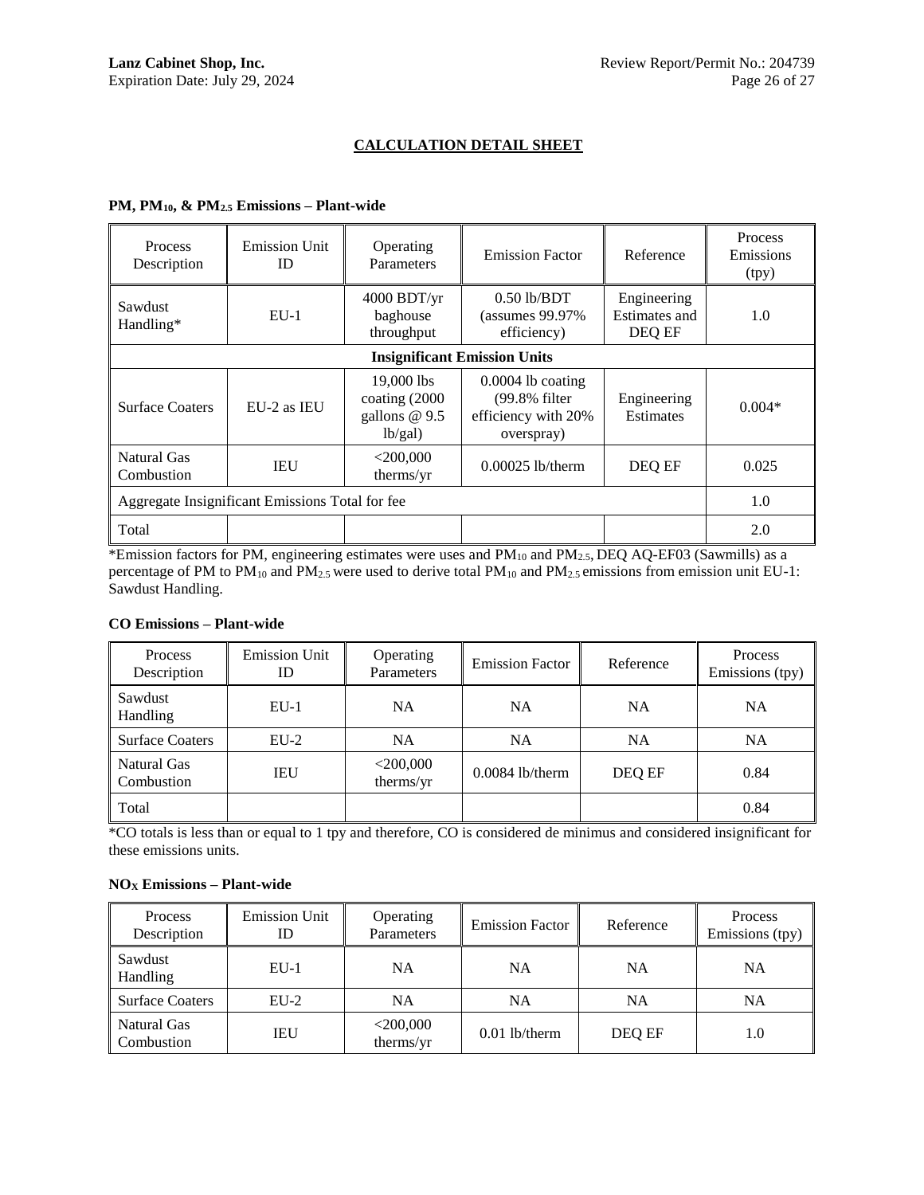## CALCULATION DETAIL SHEET

### $PM$, $PM_{10}$, & $PM_{2.5}$ Emissions – Plant-wide

| Process Description | Emission Unit ID | Operating Parameters | Emission Factor | Reference | Process Emissions (tpy) |
|---|---|---|---|---|---|
| Sawdust Handling* | EU-1 | 4000 BDT/yr baghouse throughput | 0.50 lb/BDT (assumes 99.97% efficiency) | Engineering Estimates and DEQ EF | 1.0 |
| **Insignificant Emission Units** | | | | | |
| Surface Coaters | EU-2 as IEU | 19,000 lbs coating (2000 gallons @ 9.5 lb/gal) | 0.0004 lb coating (99.8% filter efficiency with 20% overspray) | Engineering Estimates | 0.004* |
| Natural Gas Combustion | IEU | <200,000 therms/yr | 0.00025 lb/therm | DEQ EF | 0.025 |
| Aggregate Insignificant Emissions Total for fee | | | | | 1.0 |
| Total | | | | | 2.0 |

*Emission factors for PM, engineering estimates were uses and $PM_{10}$ and $PM_{2.5}$, DEQ AQ-EF03 (Sawmills) as a percentage of PM to $PM_{10}$ and $PM_{2.5}$ were used to derive total $PM_{10}$ and $PM_{2.5}$ emissions from emission unit EU-1: Sawdust Handling.

### CO Emissions – Plant-wide

| Process Description | Emission Unit ID | Operating Parameters | Emission Factor | Reference | Process Emissions (tpy) |
|---|---|---|---|---|---|
| Sawdust Handling | EU-1 | NA | NA | NA | NA |
| Surface Coaters | EU-2 | NA | NA | NA | NA |
| Natural Gas Combustion | IEU | <200,000 therms/yr | 0.0084 lb/therm | DEQ EF | 0.84 |
| Total | | | | | 0.84 |

*CO totals is less than or equal to 1 tpy and therefore, CO is considered de minimus and considered insignificant for these emissions units.

### $NO_X$ Emissions – Plant-wide

| Process Description | Emission Unit ID | Operating Parameters | Emission Factor | Reference | Process Emissions (tpy) |
|---|---|---|---|---|---|
| Sawdust Handling | EU-1 | NA | NA | NA | NA |
| Surface Coaters | EU-2 | NA | NA | NA | NA |
| Natural Gas Combustion | IEU | <200,000 therms/yr | 0.01 lb/therm | DEQ EF | 1.0 |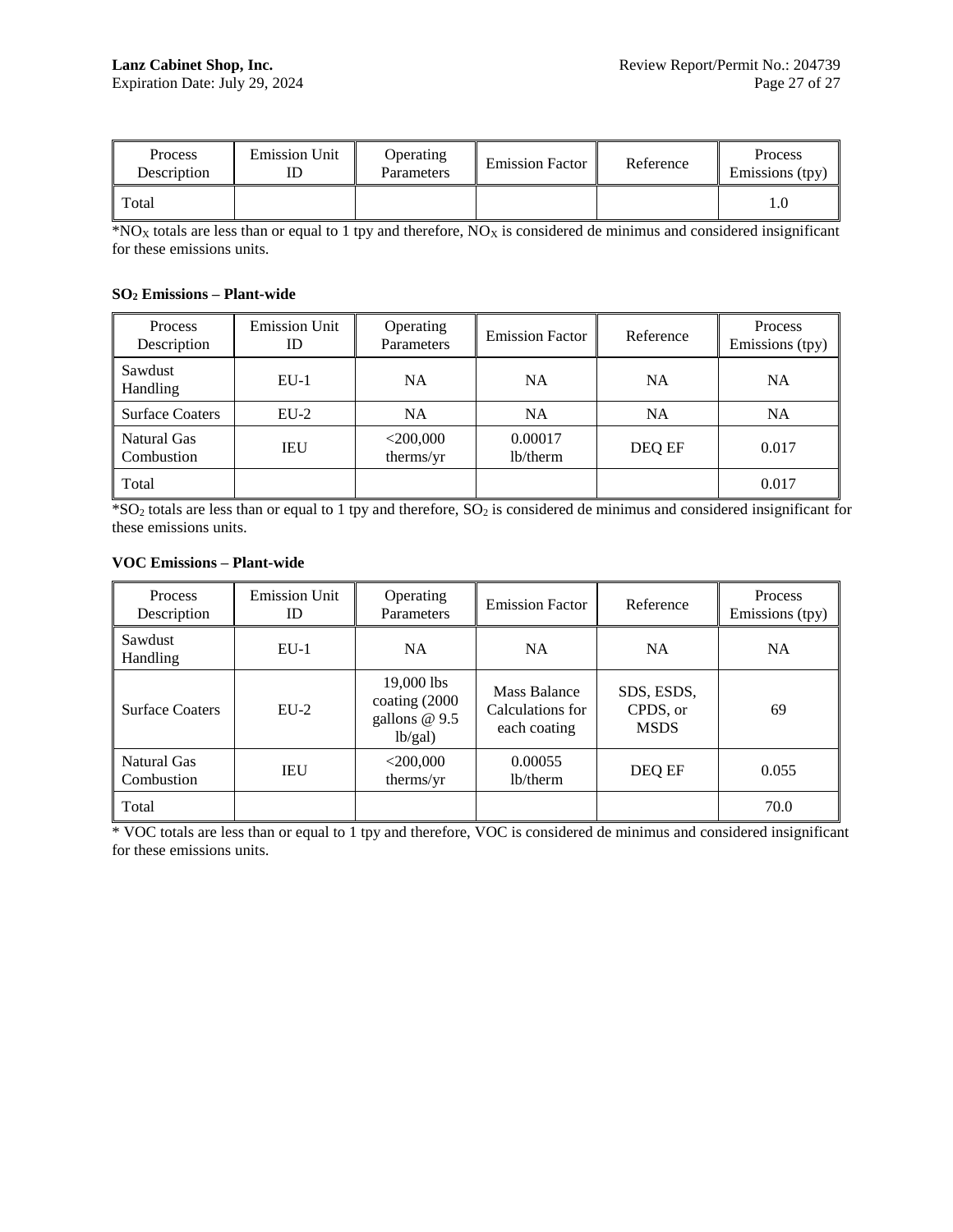| Process Description | Emission Unit ID | Operating Parameters | Emission Factor | Reference | Process Emissions (tpy) |
|---|---|---|---|---|---|
| Total | | | | | 1.0 |

*$NO_X$ totals are less than or equal to 1 tpy and therefore, $NO_X$ is considered de minimus and considered insignificant for these emissions units.

**$SO_2$ Emissions – Plant-wide**

| Process Description | Emission Unit ID | Operating Parameters | Emission Factor | Reference | Process Emissions (tpy) |
|---|---|---|---|---|---|
| Sawdust Handling | EU-1 | NA | NA | NA | NA |
| Surface Coaters | EU-2 | NA | NA | NA | NA |
| Natural Gas Combustion | IEU | <200,000 therms/yr | 0.00017 lb/therm | DEQ EF | 0.017 |
| Total | | | | | 0.017 |

*$SO_2$ totals are less than or equal to 1 tpy and therefore, $SO_2$ is considered de minimus and considered insignificant for these emissions units.

**VOC Emissions – Plant-wide**

| Process Description | Emission Unit ID | Operating Parameters | Emission Factor | Reference | Process Emissions (tpy) |
|---|---|---|---|---|---|
| Sawdust Handling | EU-1 | NA | NA | NA | NA |
| Surface Coaters | EU-2 | 19,000 lbs coating (2000 gallons @ 9.5 lb/gal) | Mass Balance Calculations for each coating | SDS, ESDS, CPDS, or MSDS | 69 |
| Natural Gas Combustion | IEU | <200,000 therms/yr | 0.00055 lb/therm | DEQ EF | 0.055 |
| Total | | | | | 70.0 |

* VOC totals are less than or equal to 1 tpy and therefore, VOC is considered de minimus and considered insignificant for these emissions units.